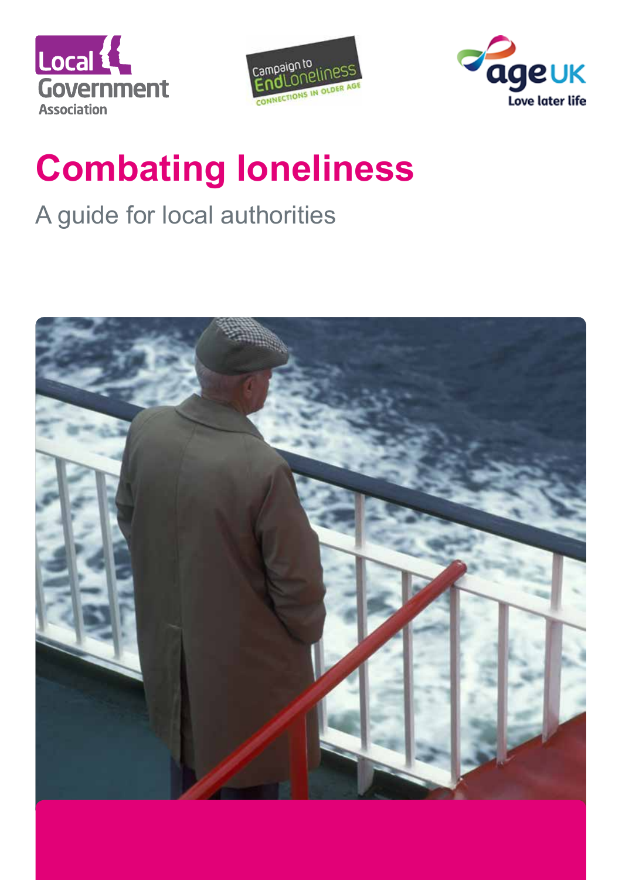Local Government Association

Campaign to End Loneliness
CONNECTIONS IN OLDER AGE

age UK
Love later life

# Combating loneliness

A guide for local authorities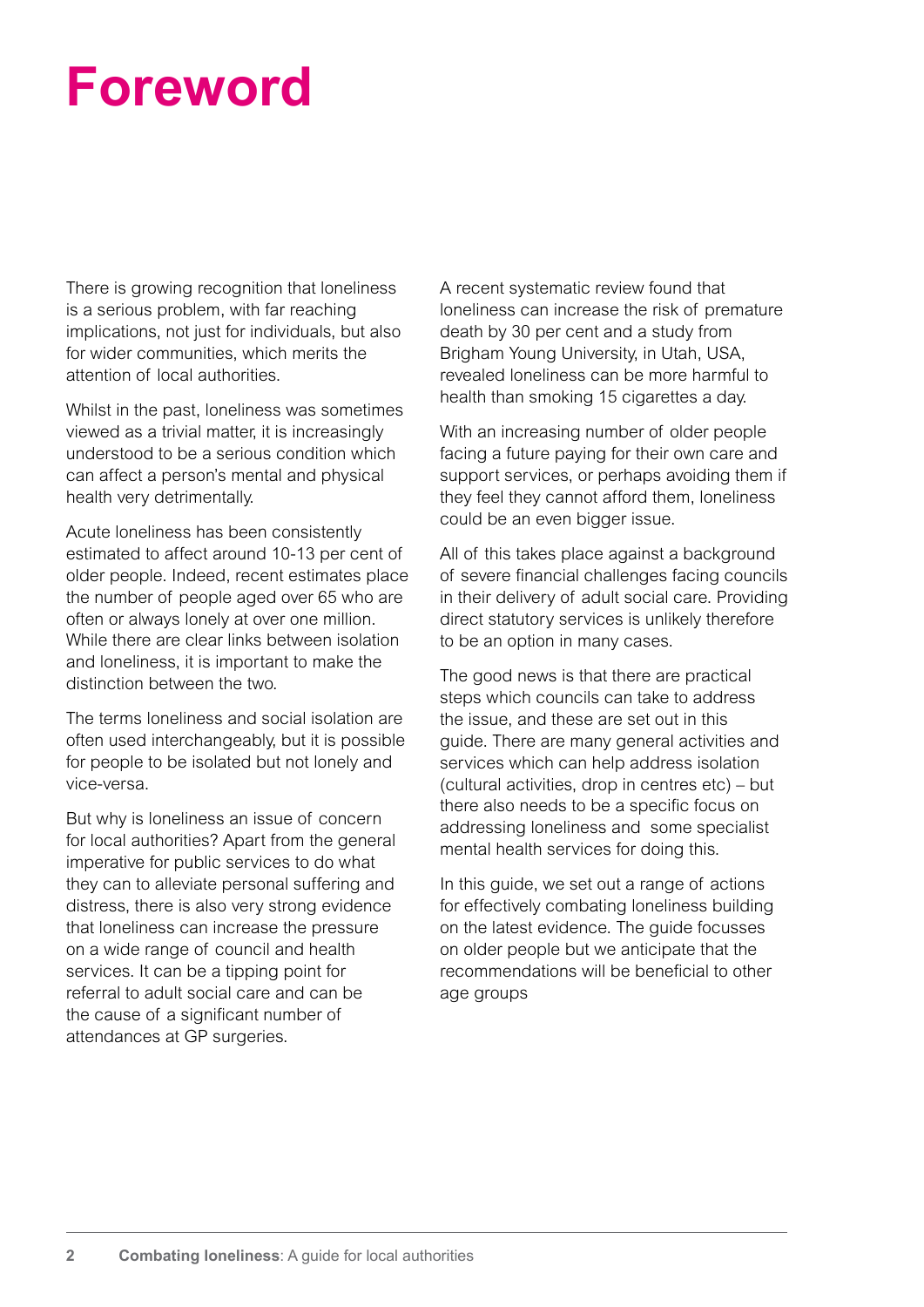# Foreword

There is growing recognition that loneliness is a serious problem, with far reaching implications, not just for individuals, but also for wider communities, which merits the attention of local authorities.

Whilst in the past, loneliness was sometimes viewed as a trivial matter, it is increasingly understood to be a serious condition which can affect a person's mental and physical health very detrimentally.

Acute loneliness has been consistently estimated to affect around 10-13 per cent of older people. Indeed, recent estimates place the number of people aged over 65 who are often or always lonely at over one million. While there are clear links between isolation and loneliness, it is important to make the distinction between the two.

The terms loneliness and social isolation are often used interchangeably, but it is possible for people to be isolated but not lonely and vice-versa.

But why is loneliness an issue of concern for local authorities? Apart from the general imperative for public services to do what they can to alleviate personal suffering and distress, there is also very strong evidence that loneliness can increase the pressure on a wide range of council and health services. It can be a tipping point for referral to adult social care and can be the cause of a significant number of attendances at GP surgeries.

A recent systematic review found that loneliness can increase the risk of premature death by 30 per cent and a study from Brigham Young University, in Utah, USA, revealed loneliness can be more harmful to health than smoking 15 cigarettes a day.

With an increasing number of older people facing a future paying for their own care and support services, or perhaps avoiding them if they feel they cannot afford them, loneliness could be an even bigger issue.

All of this takes place against a background of severe financial challenges facing councils in their delivery of adult social care. Providing direct statutory services is unlikely therefore to be an option in many cases.

The good news is that there are practical steps which councils can take to address the issue, and these are set out in this guide. There are many general activities and services which can help address isolation (cultural activities, drop in centres etc) – but there also needs to be a specific focus on addressing loneliness and some specialist mental health services for doing this.

In this guide, we set out a range of actions for effectively combating loneliness building on the latest evidence. The guide focusses on older people but we anticipate that the recommendations will be beneficial to other age groups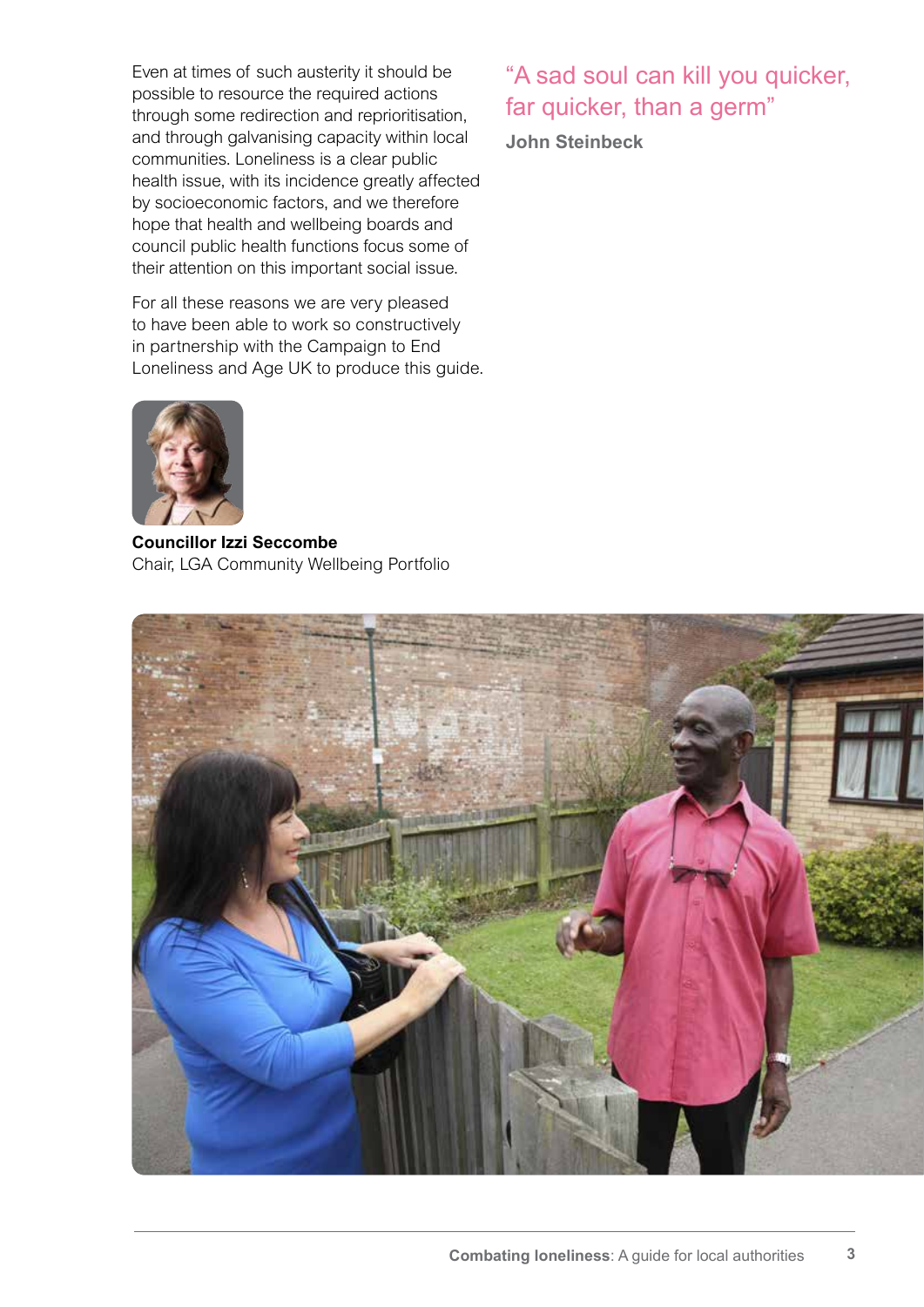Even at times of such austerity it should be possible to resource the required actions through some redirection and reprioritisation, and through galvanising capacity within local communities. Loneliness is a clear public health issue, with its incidence greatly affected by socioeconomic factors, and we therefore hope that health and wellbeing boards and council public health functions focus some of their attention on this important social issue.

For all these reasons we are very pleased to have been able to work so constructively in partnership with the Campaign to End Loneliness and Age UK to produce this guide.

**Councillor Izzi Seccombe**
Chair, LGA Community Wellbeing Portfolio

"A sad soul can kill you quicker, far quicker, than a germ"

**John Steinbeck**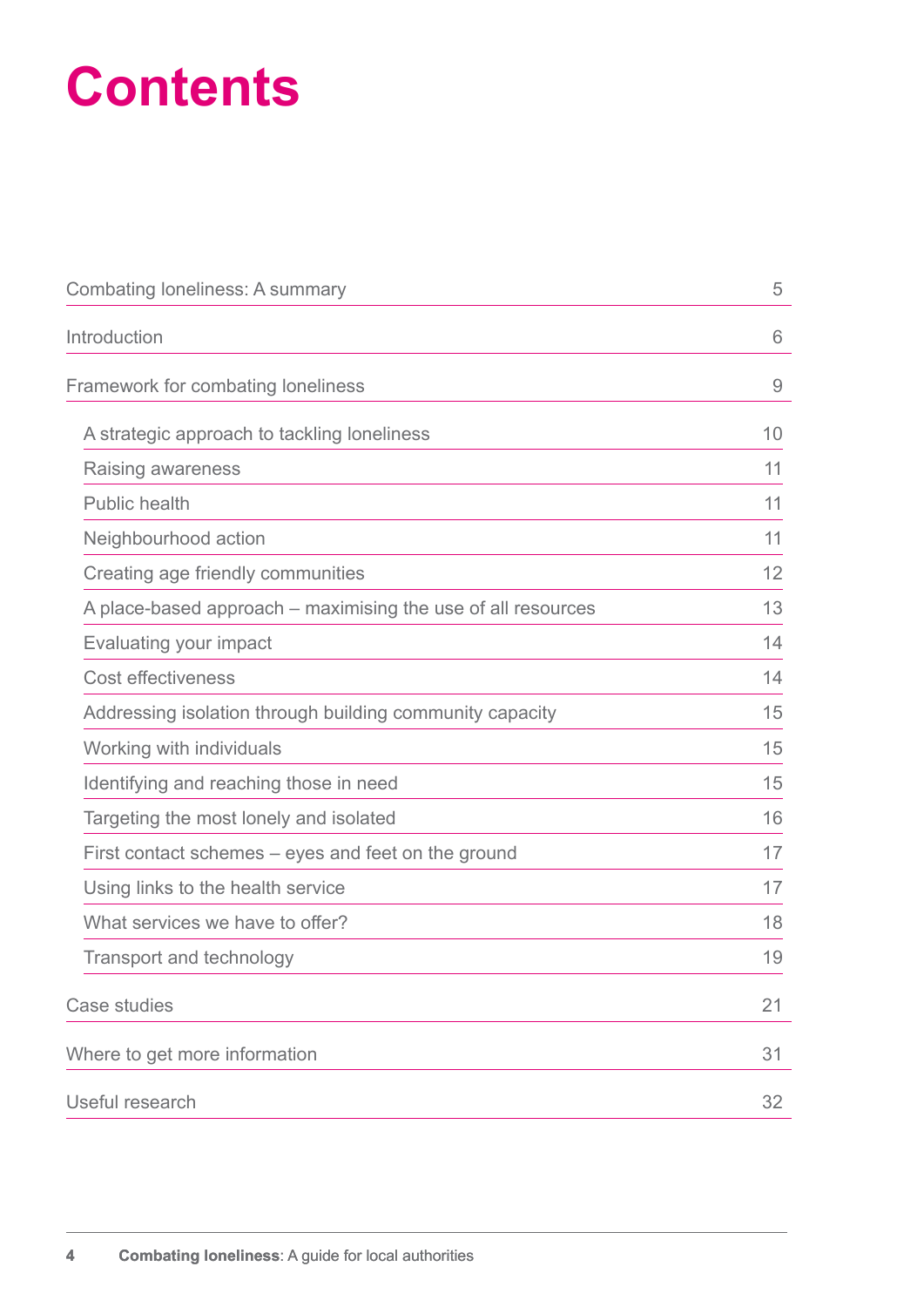# Contents

| | |
|---|---|
| Combating loneliness: A summary | 5 |
| Introduction | 6 |
| Framework for combating loneliness | 9 |
| A strategic approach to tackling loneliness | 10 |
| Raising awareness | 11 |
| Public health | 11 |
| Neighbourhood action | 11 |
| Creating age friendly communities | 12 |
| A place-based approach – maximising the use of all resources | 13 |
| Evaluating your impact | 14 |
| Cost effectiveness | 14 |
| Addressing isolation through building community capacity | 15 |
| Working with individuals | 15 |
| Identifying and reaching those in need | 15 |
| Targeting the most lonely and isolated | 16 |
| First contact schemes – eyes and feet on the ground | 17 |
| Using links to the health service | 17 |
| What services we have to offer? | 18 |
| Transport and technology | 19 |
| Case studies | 21 |
| Where to get more information | 31 |
| Useful research | 32 |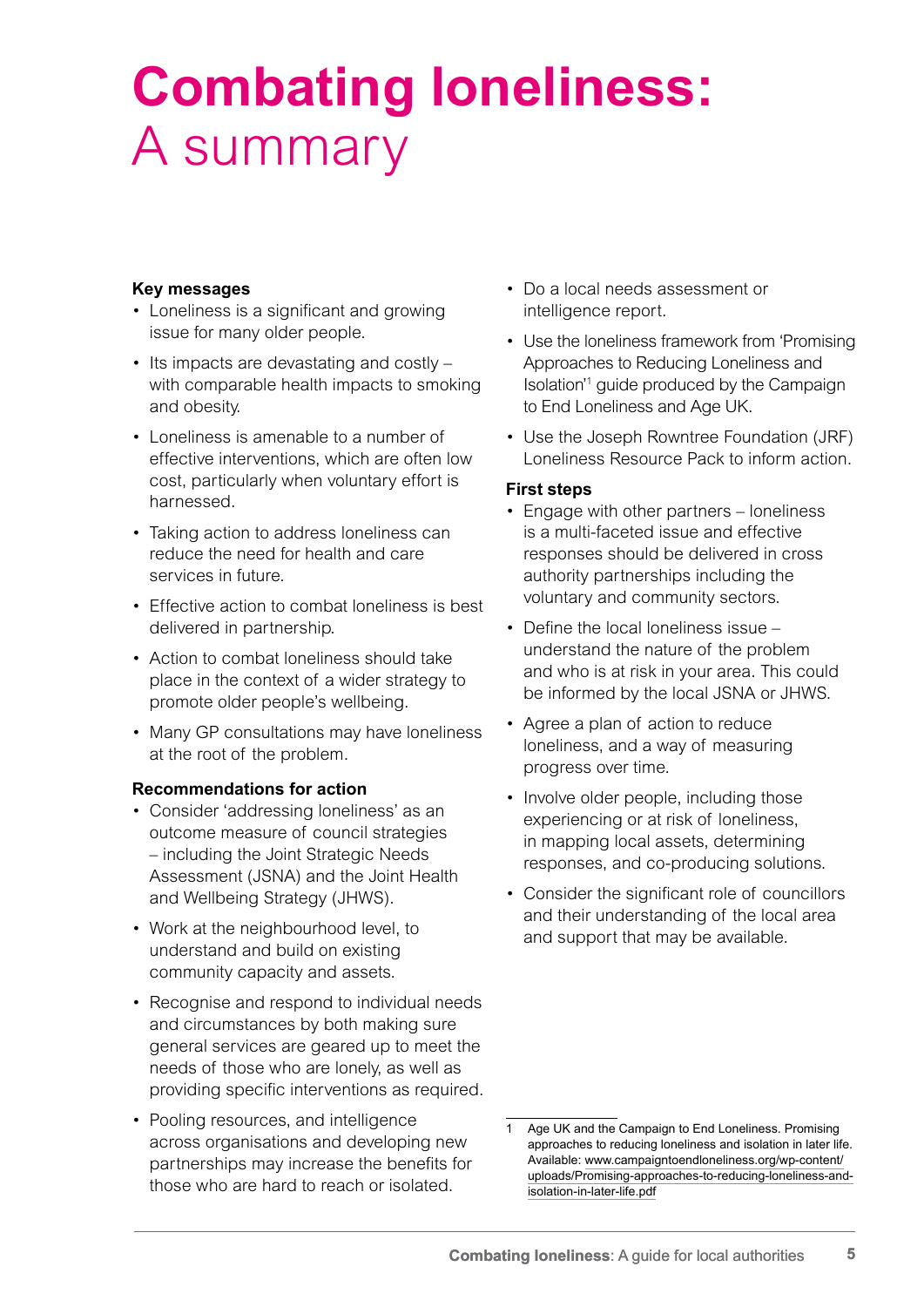# Combating loneliness: A summary

**Key messages**

- Loneliness is a significant and growing issue for many older people.
- Its impacts are devastating and costly – with comparable health impacts to smoking and obesity.
- Loneliness is amenable to a number of effective interventions, which are often low cost, particularly when voluntary effort is harnessed.
- Taking action to address loneliness can reduce the need for health and care services in future.
- Effective action to combat loneliness is best delivered in partnership.
- Action to combat loneliness should take place in the context of a wider strategy to promote older people's wellbeing.
- Many GP consultations may have loneliness at the root of the problem.

**Recommendations for action**

- Consider 'addressing loneliness' as an outcome measure of council strategies – including the Joint Strategic Needs Assessment (JSNA) and the Joint Health and Wellbeing Strategy (JHWS).
- Work at the neighbourhood level, to understand and build on existing community capacity and assets.
- Recognise and respond to individual needs and circumstances by both making sure general services are geared up to meet the needs of those who are lonely, as well as providing specific interventions as required.
- Pooling resources, and intelligence across organisations and developing new partnerships may increase the benefits for those who are hard to reach or isolated.
- Do a local needs assessment or intelligence report.
- Use the loneliness framework from 'Promising Approaches to Reducing Loneliness and Isolation'[1] guide produced by the Campaign to End Loneliness and Age UK.
- Use the Joseph Rowntree Foundation (JRF) Loneliness Resource Pack to inform action.

**First steps**

- Engage with other partners – loneliness is a multi-faceted issue and effective responses should be delivered in cross authority partnerships including the voluntary and community sectors.
- Define the local loneliness issue – understand the nature of the problem and who is at risk in your area. This could be informed by the local JSNA or JHWS.
- Agree a plan of action to reduce loneliness, and a way of measuring progress over time.
- Involve older people, including those experiencing or at risk of loneliness, in mapping local assets, determining responses, and co-producing solutions.
- Consider the significant role of councillors and their understanding of the local area and support that may be available.

---

1 Age UK and the Campaign to End Loneliness. Promising approaches to reducing loneliness and isolation in later life. Available: www.campaigntoendloneliness.org/wp-content/uploads/Promising-approaches-to-reducing-loneliness-and-isolation-in-later-life.pdf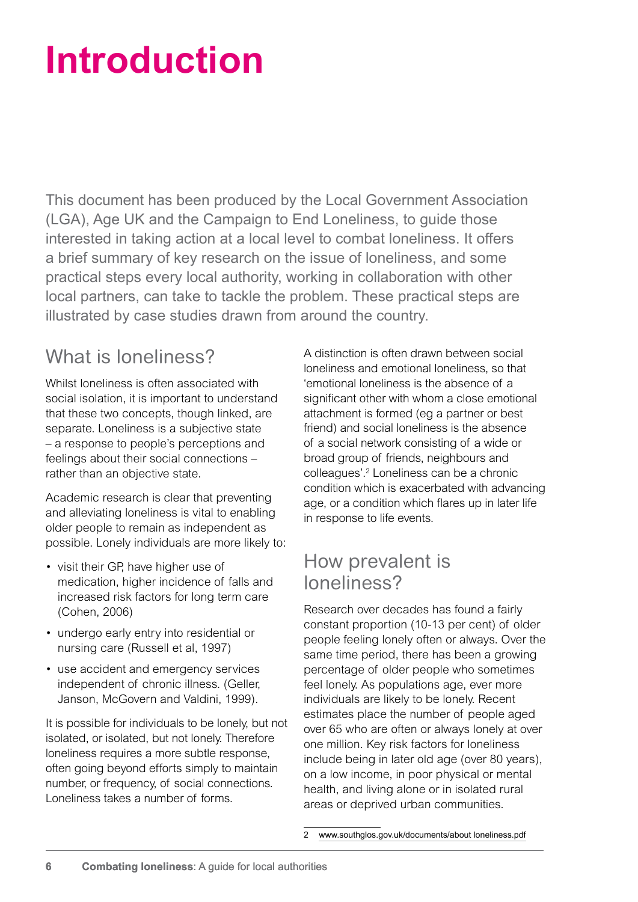# Introduction

This document has been produced by the Local Government Association (LGA), Age UK and the Campaign to End Loneliness, to guide those interested in taking action at a local level to combat loneliness. It offers a brief summary of key research on the issue of loneliness, and some practical steps every local authority, working in collaboration with other local partners, can take to tackle the problem. These practical steps are illustrated by case studies drawn from around the country.

## What is loneliness?

Whilst loneliness is often associated with social isolation, it is important to understand that these two concepts, though linked, are separate. Loneliness is a subjective state – a response to people's perceptions and feelings about their social connections – rather than an objective state.

Academic research is clear that preventing and alleviating loneliness is vital to enabling older people to remain as independent as possible. Lonely individuals are more likely to:

- visit their GP, have higher use of medication, higher incidence of falls and increased risk factors for long term care (Cohen, 2006)
- undergo early entry into residential or nursing care (Russell et al, 1997)
- use accident and emergency services independent of chronic illness. (Geller, Janson, McGovern and Valdini, 1999).

It is possible for individuals to be lonely, but not isolated, or isolated, but not lonely. Therefore loneliness requires a more subtle response, often going beyond efforts simply to maintain number, or frequency, of social connections. Loneliness takes a number of forms.

A distinction is often drawn between social loneliness and emotional loneliness, so that 'emotional loneliness is the absence of a significant other with whom a close emotional attachment is formed (eg a partner or best friend) and social loneliness is the absence of a social network consisting of a wide or broad group of friends, neighbours and colleagues'.[2] Loneliness can be a chronic condition which is exacerbated with advancing age, or a condition which flares up in later life in response to life events.

## How prevalent is loneliness?

Research over decades has found a fairly constant proportion (10-13 per cent) of older people feeling lonely often or always. Over the same time period, there has been a growing percentage of older people who sometimes feel lonely. As populations age, ever more individuals are likely to be lonely. Recent estimates place the number of people aged over 65 who are often or always lonely at over one million. Key risk factors for loneliness include being in later old age (over 80 years), on a low income, in poor physical or mental health, and living alone or in isolated rural areas or deprived urban communities.

2 www.southglos.gov.uk/documents/about loneliness.pdf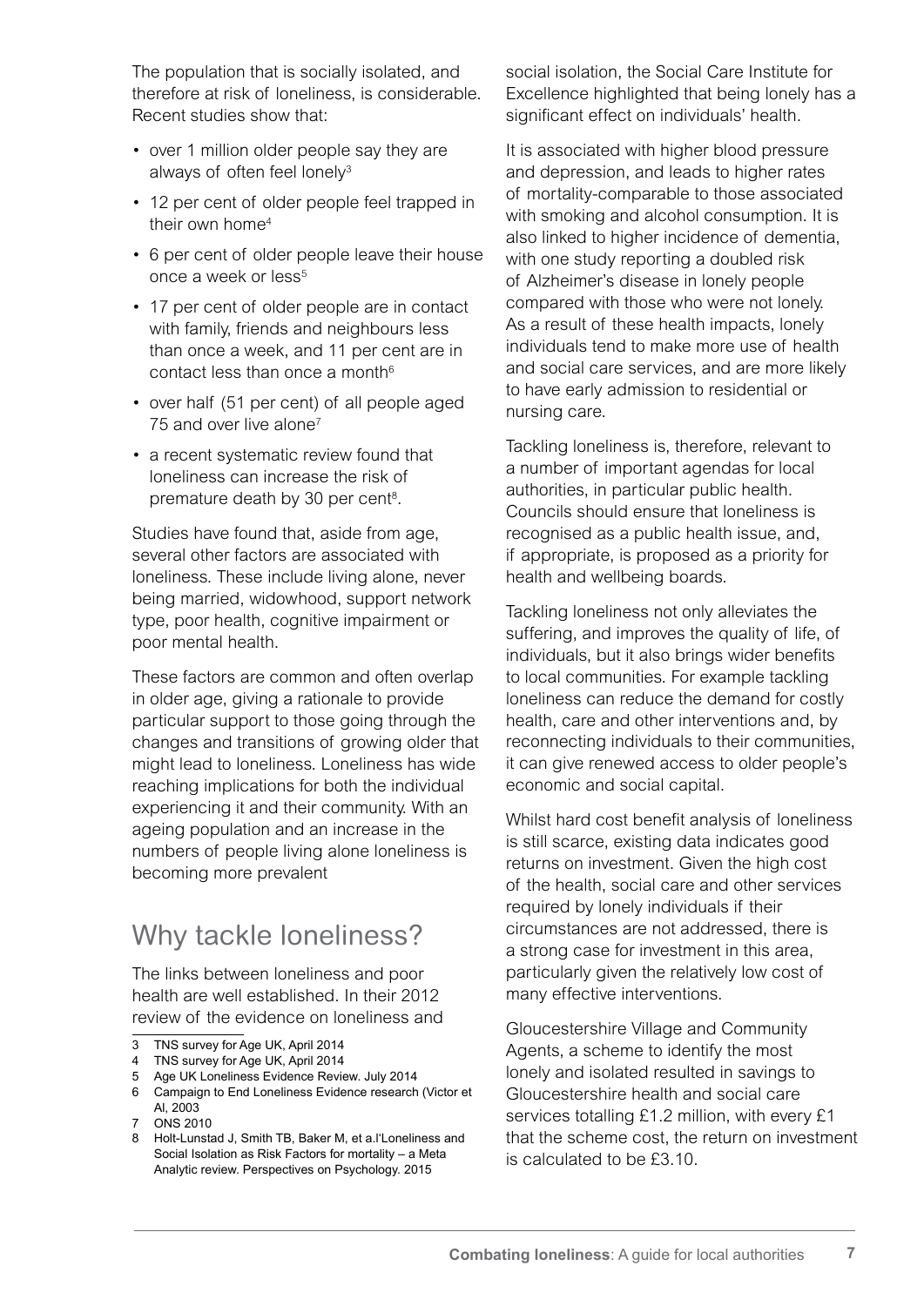The population that is socially isolated, and therefore at risk of loneliness, is considerable. Recent studies show that:

- over 1 million older people say they are always of often feel lonely[3]
- 12 per cent of older people feel trapped in their own home[4]
- 6 per cent of older people leave their house once a week or less[5]
- 17 per cent of older people are in contact with family, friends and neighbours less than once a week, and 11 per cent are in contact less than once a month[6]
- over half (51 per cent) of all people aged 75 and over live alone[7]
- a recent systematic review found that loneliness can increase the risk of premature death by 30 per cent[8].

Studies have found that, aside from age, several other factors are associated with loneliness. These include living alone, never being married, widowhood, support network type, poor health, cognitive impairment or poor mental health.

These factors are common and often overlap in older age, giving a rationale to provide particular support to those going through the changes and transitions of growing older that might lead to loneliness. Loneliness has wide reaching implications for both the individual experiencing it and their community. With an ageing population and an increase in the numbers of people living alone loneliness is becoming more prevalent

## Why tackle loneliness?

The links between loneliness and poor health are well established. In their 2012 review of the evidence on loneliness and social isolation, the Social Care Institute for Excellence highlighted that being lonely has a significant effect on individuals' health.

It is associated with higher blood pressure and depression, and leads to higher rates of mortality-comparable to those associated with smoking and alcohol consumption. It is also linked to higher incidence of dementia, with one study reporting a doubled risk of Alzheimer's disease in lonely people compared with those who were not lonely. As a result of these health impacts, lonely individuals tend to make more use of health and social care services, and are more likely to have early admission to residential or nursing care.

Tackling loneliness is, therefore, relevant to a number of important agendas for local authorities, in particular public health. Councils should ensure that loneliness is recognised as a public health issue, and, if appropriate, is proposed as a priority for health and wellbeing boards.

Tackling loneliness not only alleviates the suffering, and improves the quality of life, of individuals, but it also brings wider benefits to local communities. For example tackling loneliness can reduce the demand for costly health, care and other interventions and, by reconnecting individuals to their communities, it can give renewed access to older people's economic and social capital.

Whilst hard cost benefit analysis of loneliness is still scarce, existing data indicates good returns on investment. Given the high cost of the health, social care and other services required by lonely individuals if their circumstances are not addressed, there is a strong case for investment in this area, particularly given the relatively low cost of many effective interventions.

Gloucestershire Village and Community Agents, a scheme to identify the most lonely and isolated resulted in savings to Gloucestershire health and social care services totalling £1.2 million, with every £1 that the scheme cost, the return on investment is calculated to be £3.10.

---

3 TNS survey for Age UK, April 2014
4 TNS survey for Age UK, April 2014
5 Age UK Loneliness Evidence Review. July 2014
6 Campaign to End Loneliness Evidence research (Victor et Al, 2003
7 ONS 2010
8 Holt-Lunstad J, Smith TB, Baker M, et a.l'Loneliness and Social Isolation as Risk Factors for mortality – a Meta Analytic review. Perspectives on Psychology. 2015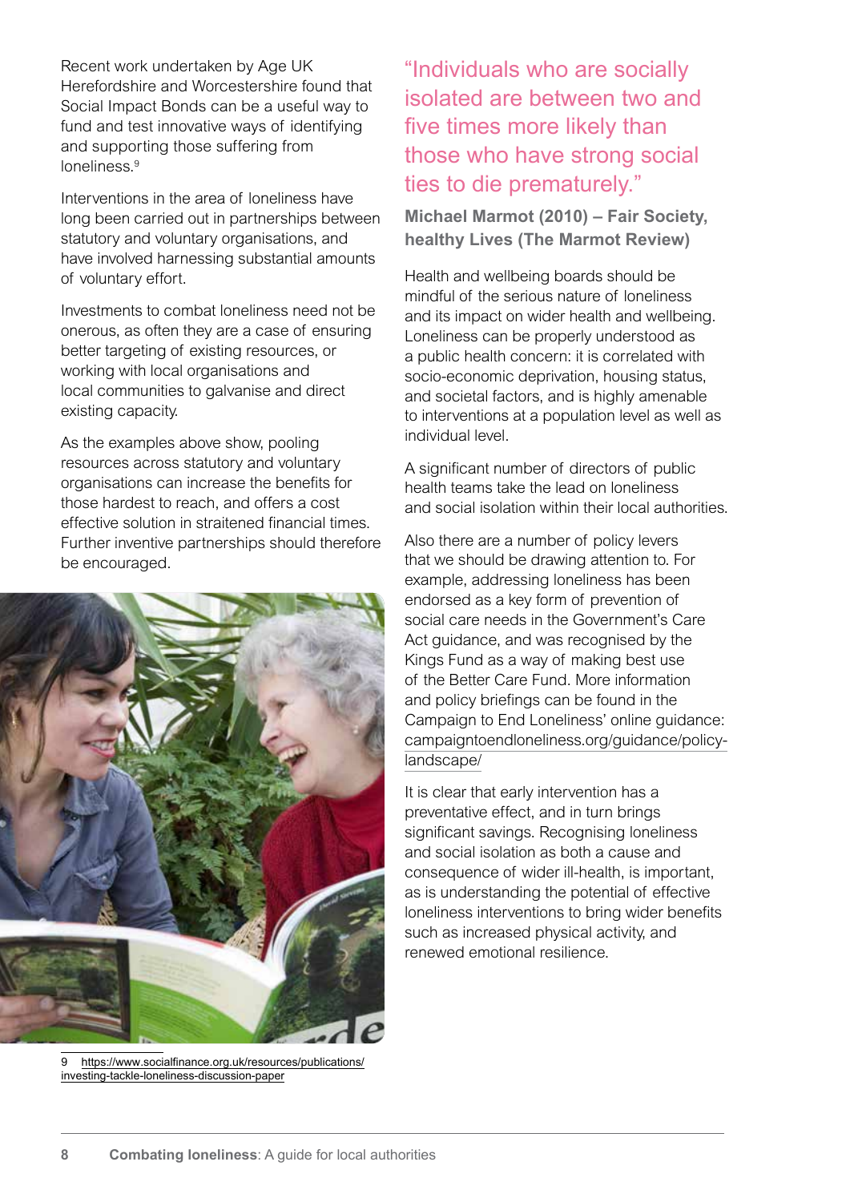Recent work undertaken by Age UK Herefordshire and Worcestershire found that Social Impact Bonds can be a useful way to fund and test innovative ways of identifying and supporting those suffering from loneliness.[9]

Interventions in the area of loneliness have long been carried out in partnerships between statutory and voluntary organisations, and have involved harnessing substantial amounts of voluntary effort.

Investments to combat loneliness need not be onerous, as often they are a case of ensuring better targeting of existing resources, or working with local organisations and local communities to galvanise and direct existing capacity.

As the examples above show, pooling resources across statutory and voluntary organisations can increase the benefits for those hardest to reach, and offers a cost effective solution in straitened financial times. Further inventive partnerships should therefore be encouraged.

> "Individuals who are socially isolated are between two and five times more likely than those who have strong social ties to die prematurely."
>
> **Michael Marmot (2010) – Fair Society, healthy Lives (The Marmot Review)**

Health and wellbeing boards should be mindful of the serious nature of loneliness and its impact on wider health and wellbeing. Loneliness can be properly understood as a public health concern: it is correlated with socio-economic deprivation, housing status, and societal factors, and is highly amenable to interventions at a population level as well as individual level.

A significant number of directors of public health teams take the lead on loneliness and social isolation within their local authorities.

Also there are a number of policy levers that we should be drawing attention to. For example, addressing loneliness has been endorsed as a key form of prevention of social care needs in the Government's Care Act guidance, and was recognised by the Kings Fund as a way of making best use of the Better Care Fund. More information and policy briefings can be found in the Campaign to End Loneliness' online guidance: campaigntoendloneliness.org/guidance/policy-landscape/

It is clear that early intervention has a preventative effect, and in turn brings significant savings. Recognising loneliness and social isolation as both a cause and consequence of wider ill-health, is important, as is understanding the potential of effective loneliness interventions to bring wider benefits such as increased physical activity, and renewed emotional resilience.

9 https://www.socialfinance.org.uk/resources/publications/investing-tackle-loneliness-discussion-paper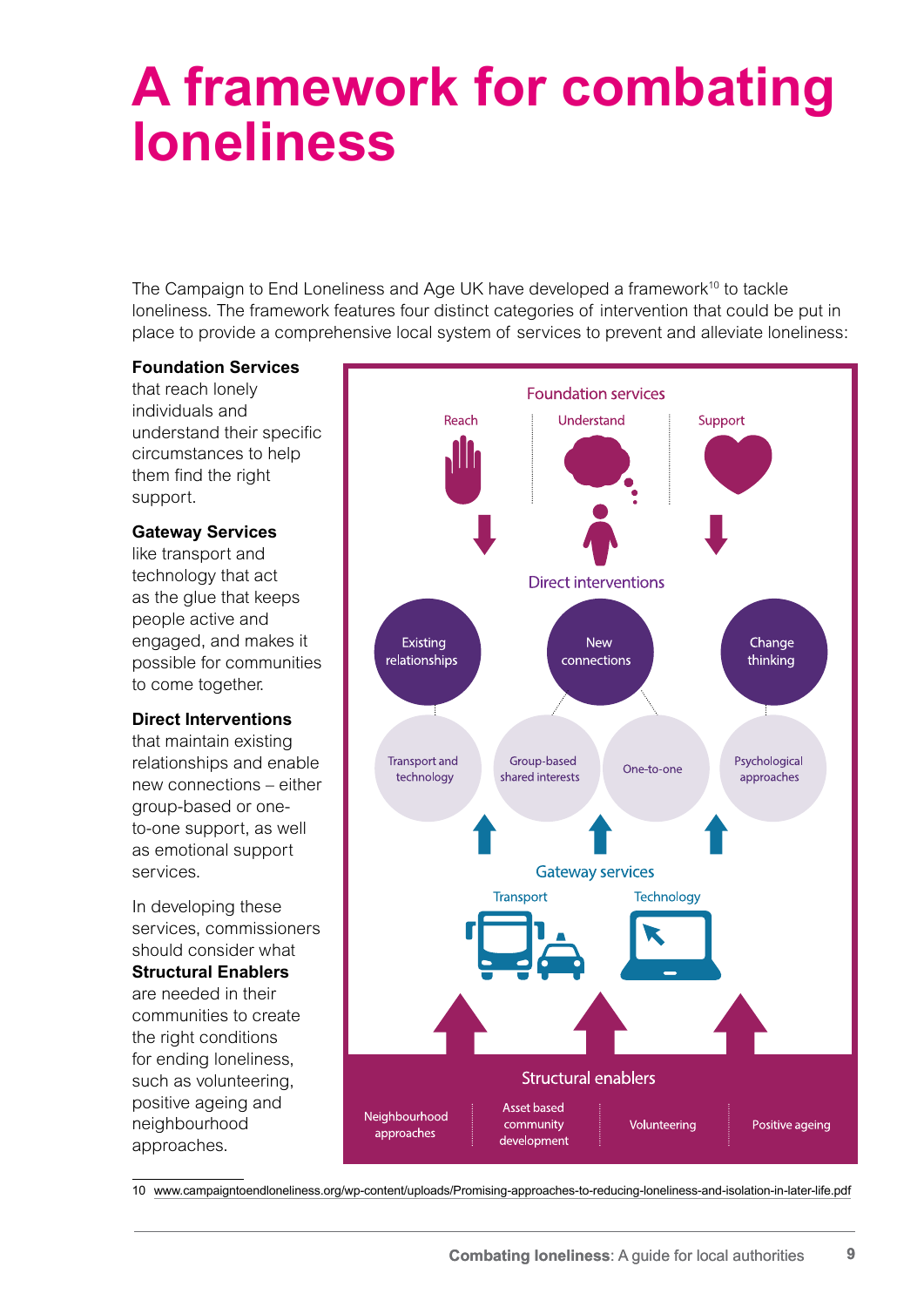# A framework for combating loneliness

The Campaign to End Loneliness and Age UK have developed a framework[10] to tackle loneliness. The framework features four distinct categories of intervention that could be put in place to provide a comprehensive local system of services to prevent and alleviate loneliness:

**Foundation Services** that reach lonely individuals and understand their specific circumstances to help them find the right support.

**Gateway Services** like transport and technology that act as the glue that keeps people active and engaged, and makes it possible for communities to come together.

**Direct Interventions** that maintain existing relationships and enable new connections – either group-based or one-to-one support, as well as emotional support services.

In developing these services, commissioners should consider what **Structural Enablers** are needed in their communities to create the right conditions for ending loneliness, such as volunteering, positive ageing and neighbourhood approaches.

Foundation services

Reach | Understand | Support

Direct interventions

Existing relationships | New connections | Change thinking

Transport and technology | Group-based shared interests | One-to-one | Psychological approaches

Gateway services

Transport | Technology

Structural enablers

Neighbourhood approaches | Asset based community development | Volunteering | Positive ageing

10 www.campaigntoendloneliness.org/wp-content/uploads/Promising-approaches-to-reducing-loneliness-and-isolation-in-later-life.pdf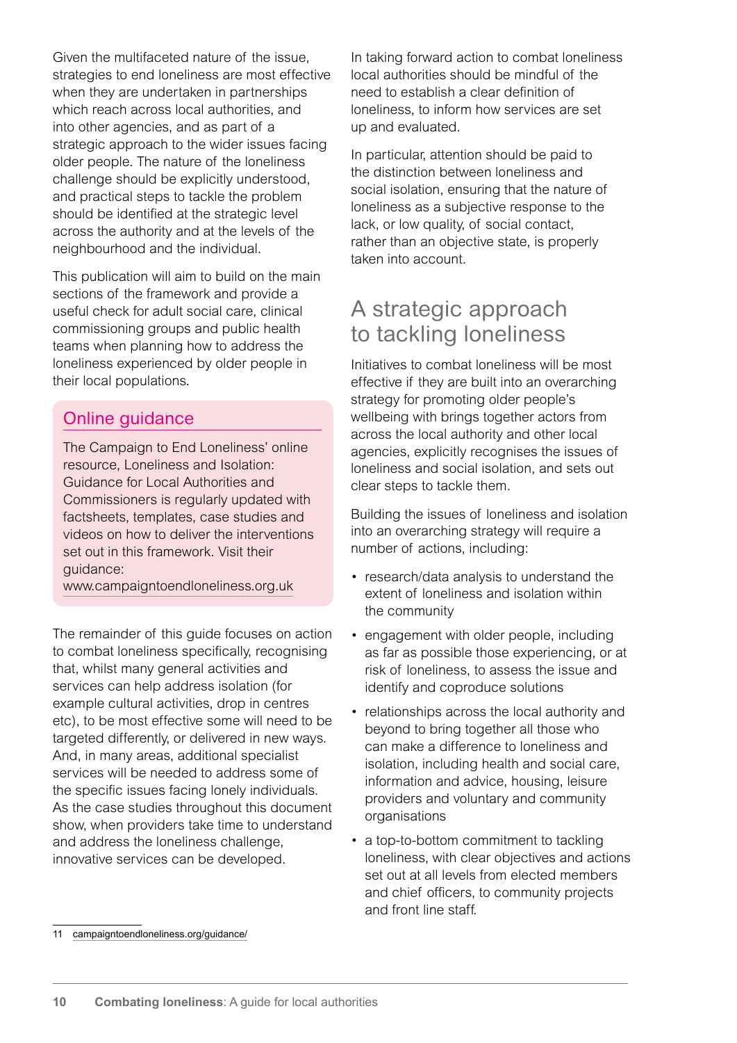Given the multifaceted nature of the issue, strategies to end loneliness are most effective when they are undertaken in partnerships which reach across local authorities, and into other agencies, and as part of a strategic approach to the wider issues facing older people. The nature of the loneliness challenge should be explicitly understood, and practical steps to tackle the problem should be identified at the strategic level across the authority and at the levels of the neighbourhood and the individual.

This publication will aim to build on the main sections of the framework and provide a useful check for adult social care, clinical commissioning groups and public health teams when planning how to address the loneliness experienced by older people in their local populations.

## Online guidance

The Campaign to End Loneliness' online resource, Loneliness and Isolation: Guidance for Local Authorities and Commissioners is regularly updated with factsheets, templates, case studies and videos on how to deliver the interventions set out in this framework. Visit their guidance: www.campaigntoendloneliness.org.uk

The remainder of this guide focuses on action to combat loneliness specifically, recognising that, whilst many general activities and services can help address isolation (for example cultural activities, drop in centres etc), to be most effective some will need to be targeted differently, or delivered in new ways. And, in many areas, additional specialist services will be needed to address some of the specific issues facing lonely individuals. As the case studies throughout this document show, when providers take time to understand and address the loneliness challenge, innovative services can be developed.

In taking forward action to combat loneliness local authorities should be mindful of the need to establish a clear definition of loneliness, to inform how services are set up and evaluated.

In particular, attention should be paid to the distinction between loneliness and social isolation, ensuring that the nature of loneliness as a subjective response to the lack, or low quality, of social contact, rather than an objective state, is properly taken into account.

## A strategic approach to tackling loneliness

Initiatives to combat loneliness will be most effective if they are built into an overarching strategy for promoting older people's wellbeing with brings together actors from across the local authority and other local agencies, explicitly recognises the issues of loneliness and social isolation, and sets out clear steps to tackle them.

Building the issues of loneliness and isolation into an overarching strategy will require a number of actions, including:

- research/data analysis to understand the extent of loneliness and isolation within the community
- engagement with older people, including as far as possible those experiencing, or at risk of loneliness, to assess the issue and identify and coproduce solutions
- relationships across the local authority and beyond to bring together all those who can make a difference to loneliness and isolation, including health and social care, information and advice, housing, leisure providers and voluntary and community organisations
- a top-to-bottom commitment to tackling loneliness, with clear objectives and actions set out at all levels from elected members and chief officers, to community projects and front line staff.

11 campaigntoendloneliness.org/guidance/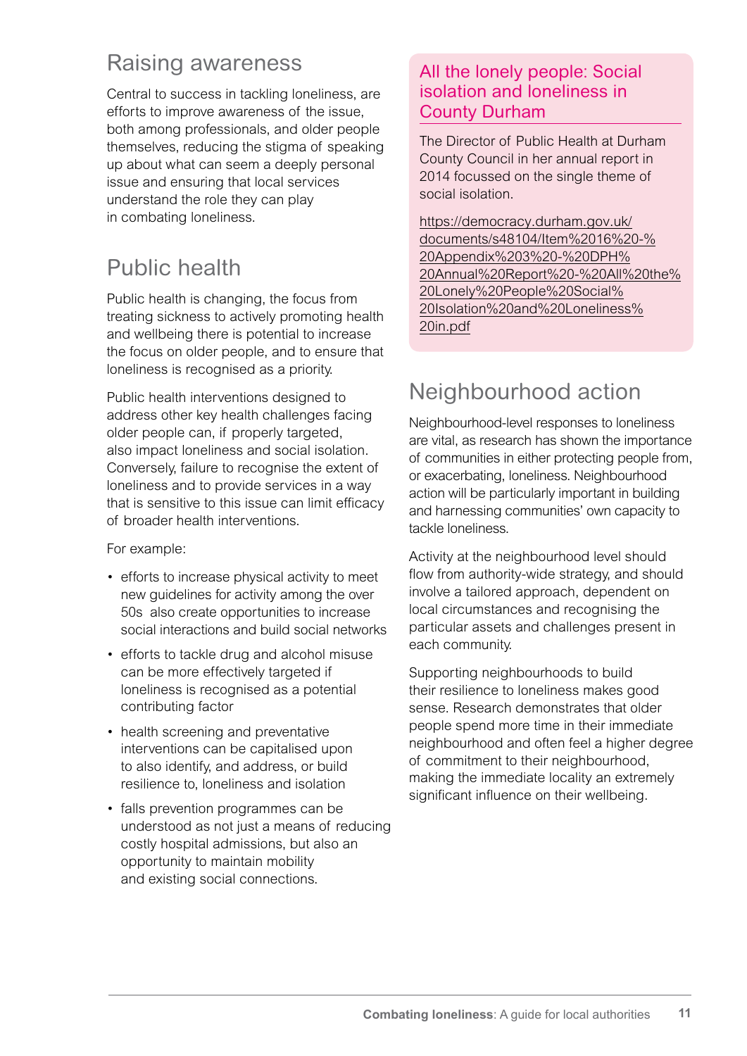## Raising awareness

Central to success in tackling loneliness, are efforts to improve awareness of the issue, both among professionals, and older people themselves, reducing the stigma of speaking up about what can seem a deeply personal issue and ensuring that local services understand the role they can play in combating loneliness.

## Public health

Public health is changing, the focus from treating sickness to actively promoting health and wellbeing there is potential to increase the focus on older people, and to ensure that loneliness is recognised as a priority.

Public health interventions designed to address other key health challenges facing older people can, if properly targeted, also impact loneliness and social isolation. Conversely, failure to recognise the extent of loneliness and to provide services in a way that is sensitive to this issue can limit efficacy of broader health interventions.

For example:

- efforts to increase physical activity to meet new guidelines for activity among the over 50s also create opportunities to increase social interactions and build social networks
- efforts to tackle drug and alcohol misuse can be more effectively targeted if loneliness is recognised as a potential contributing factor
- health screening and preventative interventions can be capitalised upon to also identify, and address, or build resilience to, loneliness and isolation
- falls prevention programmes can be understood as not just a means of reducing costly hospital admissions, but also an opportunity to maintain mobility and existing social connections.

### All the lonely people: Social isolation and loneliness in County Durham

The Director of Public Health at Durham County Council in her annual report in 2014 focussed on the single theme of social isolation.

https://democracy.durham.gov.uk/documents/s48104/Item%2016%20-%20Appendix%203%20-%20DPH%20Annual%20Report%20-%20All%20the%20Lonely%20People%20Social%20Isolation%20and%20Loneliness%20in.pdf

## Neighbourhood action

Neighbourhood-level responses to loneliness are vital, as research has shown the importance of communities in either protecting people from, or exacerbating, loneliness. Neighbourhood action will be particularly important in building and harnessing communities' own capacity to tackle loneliness.

Activity at the neighbourhood level should flow from authority-wide strategy, and should involve a tailored approach, dependent on local circumstances and recognising the particular assets and challenges present in each community.

Supporting neighbourhoods to build their resilience to loneliness makes good sense. Research demonstrates that older people spend more time in their immediate neighbourhood and often feel a higher degree of commitment to their neighbourhood, making the immediate locality an extremely significant influence on their wellbeing.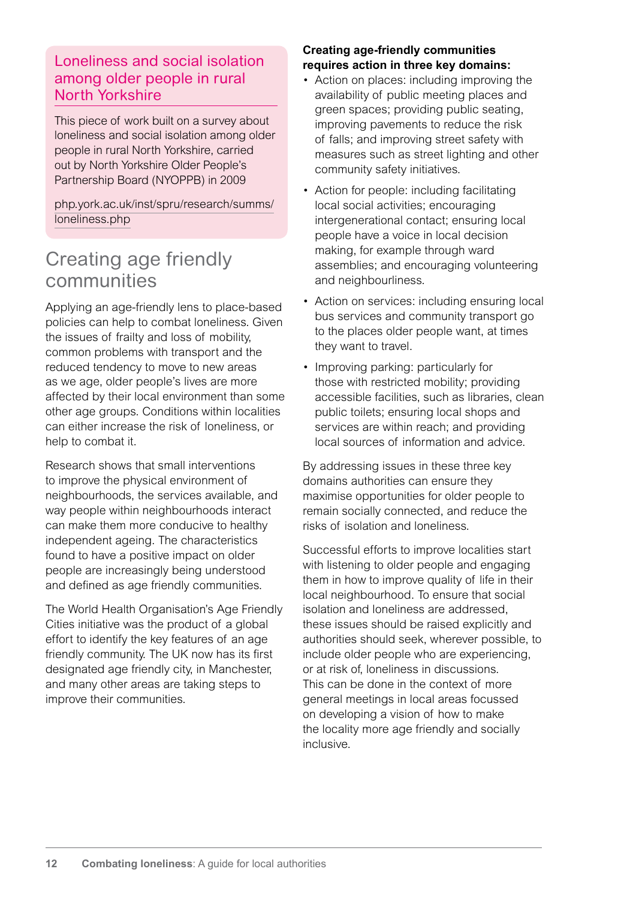### Loneliness and social isolation among older people in rural North Yorkshire

This piece of work built on a survey about loneliness and social isolation among older people in rural North Yorkshire, carried out by North Yorkshire Older People's Partnership Board (NYOPPB) in 2009

php.york.ac.uk/inst/spru/research/summs/loneliness.php

## Creating age friendly communities

Applying an age-friendly lens to place-based policies can help to combat loneliness. Given the issues of frailty and loss of mobility, common problems with transport and the reduced tendency to move to new areas as we age, older people's lives are more affected by their local environment than some other age groups. Conditions within localities can either increase the risk of loneliness, or help to combat it.

Research shows that small interventions to improve the physical environment of neighbourhoods, the services available, and way people within neighbourhoods interact can make them more conducive to healthy independent ageing. The characteristics found to have a positive impact on older people are increasingly being understood and defined as age friendly communities.

The World Health Organisation's Age Friendly Cities initiative was the product of a global effort to identify the key features of an age friendly community. The UK now has its first designated age friendly city, in Manchester, and many other areas are taking steps to improve their communities.

**Creating age-friendly communities requires action in three key domains:**

- Action on places: including improving the availability of public meeting places and green spaces; providing public seating, improving pavements to reduce the risk of falls; and improving street safety with measures such as street lighting and other community safety initiatives.
- Action for people: including facilitating local social activities; encouraging intergenerational contact; ensuring local people have a voice in local decision making, for example through ward assemblies; and encouraging volunteering and neighbourliness.
- Action on services: including ensuring local bus services and community transport go to the places older people want, at times they want to travel.
- Improving parking: particularly for those with restricted mobility; providing accessible facilities, such as libraries, clean public toilets; ensuring local shops and services are within reach; and providing local sources of information and advice.

By addressing issues in these three key domains authorities can ensure they maximise opportunities for older people to remain socially connected, and reduce the risks of isolation and loneliness.

Successful efforts to improve localities start with listening to older people and engaging them in how to improve quality of life in their local neighbourhood. To ensure that social isolation and loneliness are addressed, these issues should be raised explicitly and authorities should seek, wherever possible, to include older people who are experiencing, or at risk of, loneliness in discussions. This can be done in the context of more general meetings in local areas focussed on developing a vision of how to make the locality more age friendly and socially inclusive.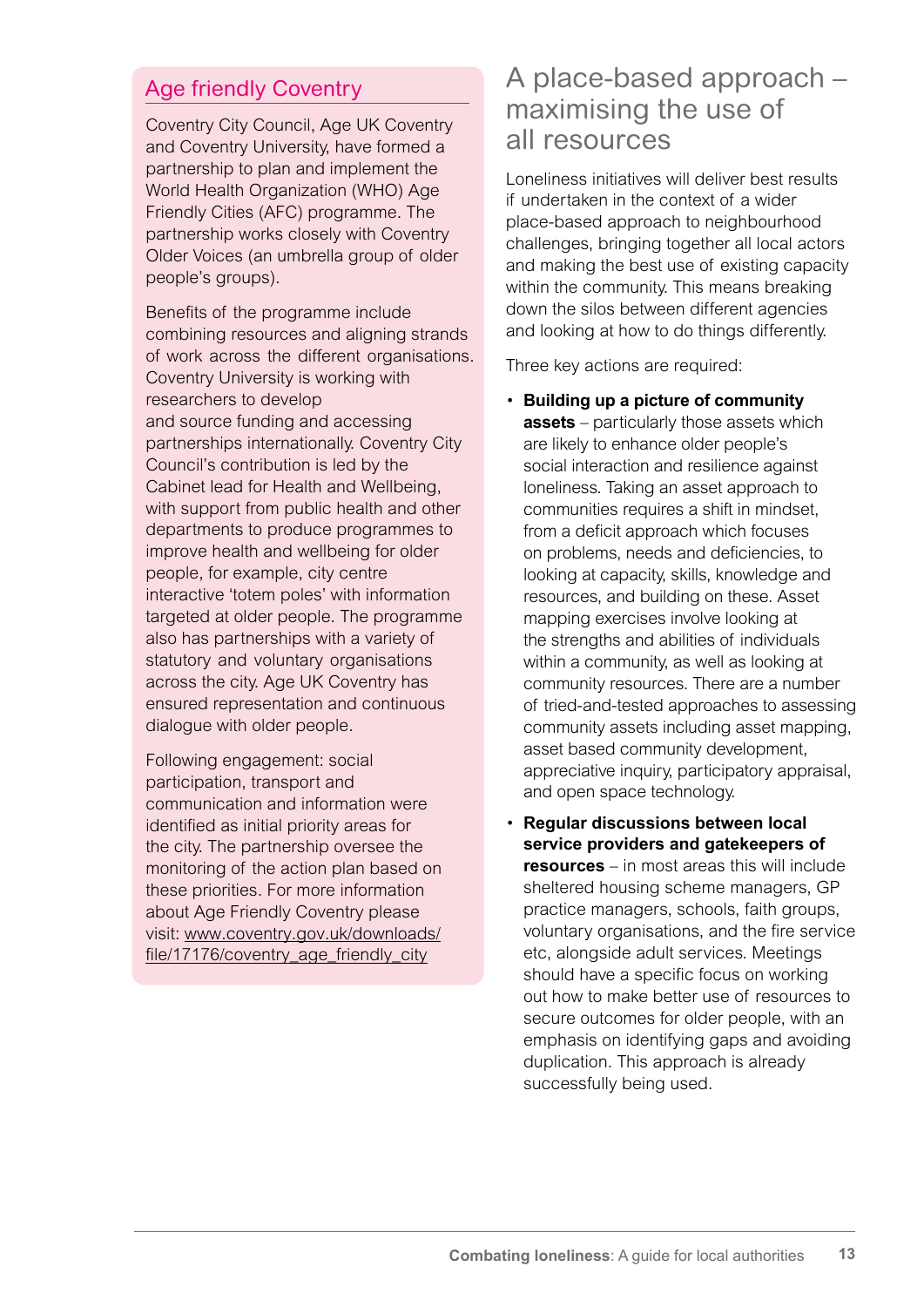## Age friendly Coventry

Coventry City Council, Age UK Coventry and Coventry University, have formed a partnership to plan and implement the World Health Organization (WHO) Age Friendly Cities (AFC) programme. The partnership works closely with Coventry Older Voices (an umbrella group of older people's groups).

Benefits of the programme include combining resources and aligning strands of work across the different organisations. Coventry University is working with researchers to develop and source funding and accessing partnerships internationally. Coventry City Council's contribution is led by the Cabinet lead for Health and Wellbeing, with support from public health and other departments to produce programmes to improve health and wellbeing for older people, for example, city centre interactive 'totem poles' with information targeted at older people. The programme also has partnerships with a variety of statutory and voluntary organisations across the city. Age UK Coventry has ensured representation and continuous dialogue with older people.

Following engagement: social participation, transport and communication and information were identified as initial priority areas for the city. The partnership oversee the monitoring of the action plan based on these priorities. For more information about Age Friendly Coventry please visit: www.coventry.gov.uk/downloads/file/17176/coventry_age_friendly_city

# A place-based approach – maximising the use of all resources

Loneliness initiatives will deliver best results if undertaken in the context of a wider place-based approach to neighbourhood challenges, bringing together all local actors and making the best use of existing capacity within the community. This means breaking down the silos between different agencies and looking at how to do things differently.

Three key actions are required:

- **Building up a picture of community assets** – particularly those assets which are likely to enhance older people's social interaction and resilience against loneliness. Taking an asset approach to communities requires a shift in mindset, from a deficit approach which focuses on problems, needs and deficiencies, to looking at capacity, skills, knowledge and resources, and building on these. Asset mapping exercises involve looking at the strengths and abilities of individuals within a community, as well as looking at community resources. There are a number of tried-and-tested approaches to assessing community assets including asset mapping, asset based community development, appreciative inquiry, participatory appraisal, and open space technology.
- **Regular discussions between local service providers and gatekeepers of resources** – in most areas this will include sheltered housing scheme managers, GP practice managers, schools, faith groups, voluntary organisations, and the fire service etc, alongside adult services. Meetings should have a specific focus on working out how to make better use of resources to secure outcomes for older people, with an emphasis on identifying gaps and avoiding duplication. This approach is already successfully being used.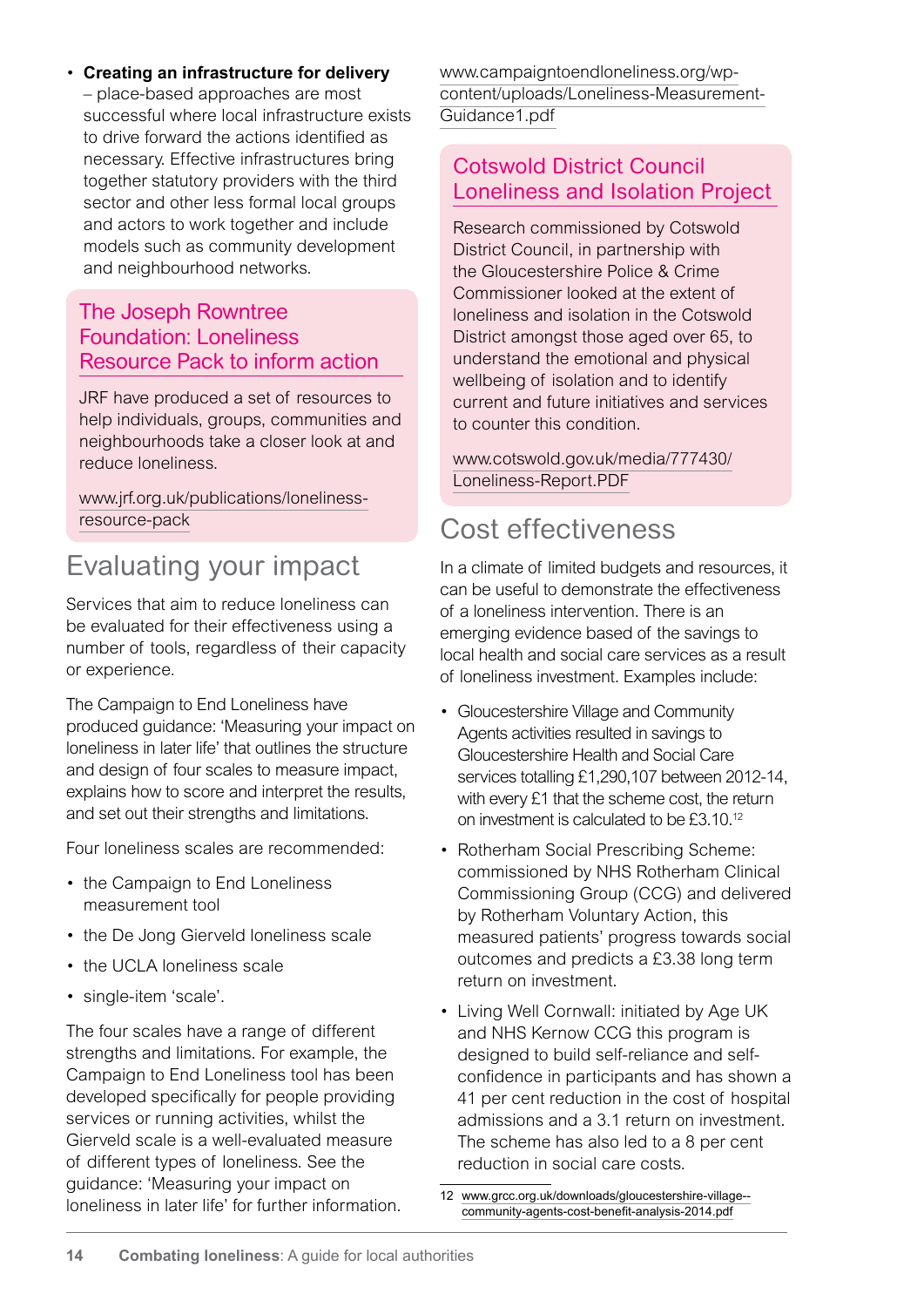- **Creating an infrastructure for delivery** – place-based approaches are most successful where local infrastructure exists to drive forward the actions identified as necessary. Effective infrastructures bring together statutory providers with the third sector and other less formal local groups and actors to work together and include models such as community development and neighbourhood networks.

### The Joseph Rowntree Foundation: Loneliness Resource Pack to inform action

JRF have produced a set of resources to help individuals, groups, communities and neighbourhoods take a closer look at and reduce loneliness.

www.jrf.org.uk/publications/loneliness-resource-pack

## Evaluating your impact

Services that aim to reduce loneliness can be evaluated for their effectiveness using a number of tools, regardless of their capacity or experience.

The Campaign to End Loneliness have produced guidance: 'Measuring your impact on loneliness in later life' that outlines the structure and design of four scales to measure impact, explains how to score and interpret the results, and set out their strengths and limitations.

Four loneliness scales are recommended:

- the Campaign to End Loneliness measurement tool
- the De Jong Gierveld loneliness scale
- the UCLA loneliness scale
- single-item 'scale'.

The four scales have a range of different strengths and limitations. For example, the Campaign to End Loneliness tool has been developed specifically for people providing services or running activities, whilst the Gierveld scale is a well-evaluated measure of different types of loneliness. See the guidance: 'Measuring your impact on loneliness in later life' for further information.

www.campaigntoendloneliness.org/wp-content/uploads/Loneliness-Measurement-Guidance1.pdf

### Cotswold District Council Loneliness and Isolation Project

Research commissioned by Cotswold District Council, in partnership with the Gloucestershire Police & Crime Commissioner looked at the extent of loneliness and isolation in the Cotswold District amongst those aged over 65, to understand the emotional and physical wellbeing of isolation and to identify current and future initiatives and services to counter this condition.

www.cotswold.gov.uk/media/777430/Loneliness-Report.PDF

## Cost effectiveness

In a climate of limited budgets and resources, it can be useful to demonstrate the effectiveness of a loneliness intervention. There is an emerging evidence based of the savings to local health and social care services as a result of loneliness investment. Examples include:

- Gloucestershire Village and Community Agents activities resulted in savings to Gloucestershire Health and Social Care services totalling £1,290,107 between 2012-14, with every £1 that the scheme cost, the return on investment is calculated to be £3.10.[12]
- Rotherham Social Prescribing Scheme: commissioned by NHS Rotherham Clinical Commissioning Group (CCG) and delivered by Rotherham Voluntary Action, this measured patients' progress towards social outcomes and predicts a £3.38 long term return on investment.
- Living Well Cornwall: initiated by Age UK and NHS Kernow CCG this program is designed to build self-reliance and self-confidence in participants and has shown a 41 per cent reduction in the cost of hospital admissions and a 3.1 return on investment. The scheme has also led to a 8 per cent reduction in social care costs.

12 www.grcc.org.uk/downloads/gloucestershire-village--community-agents-cost-benefit-analysis-2014.pdf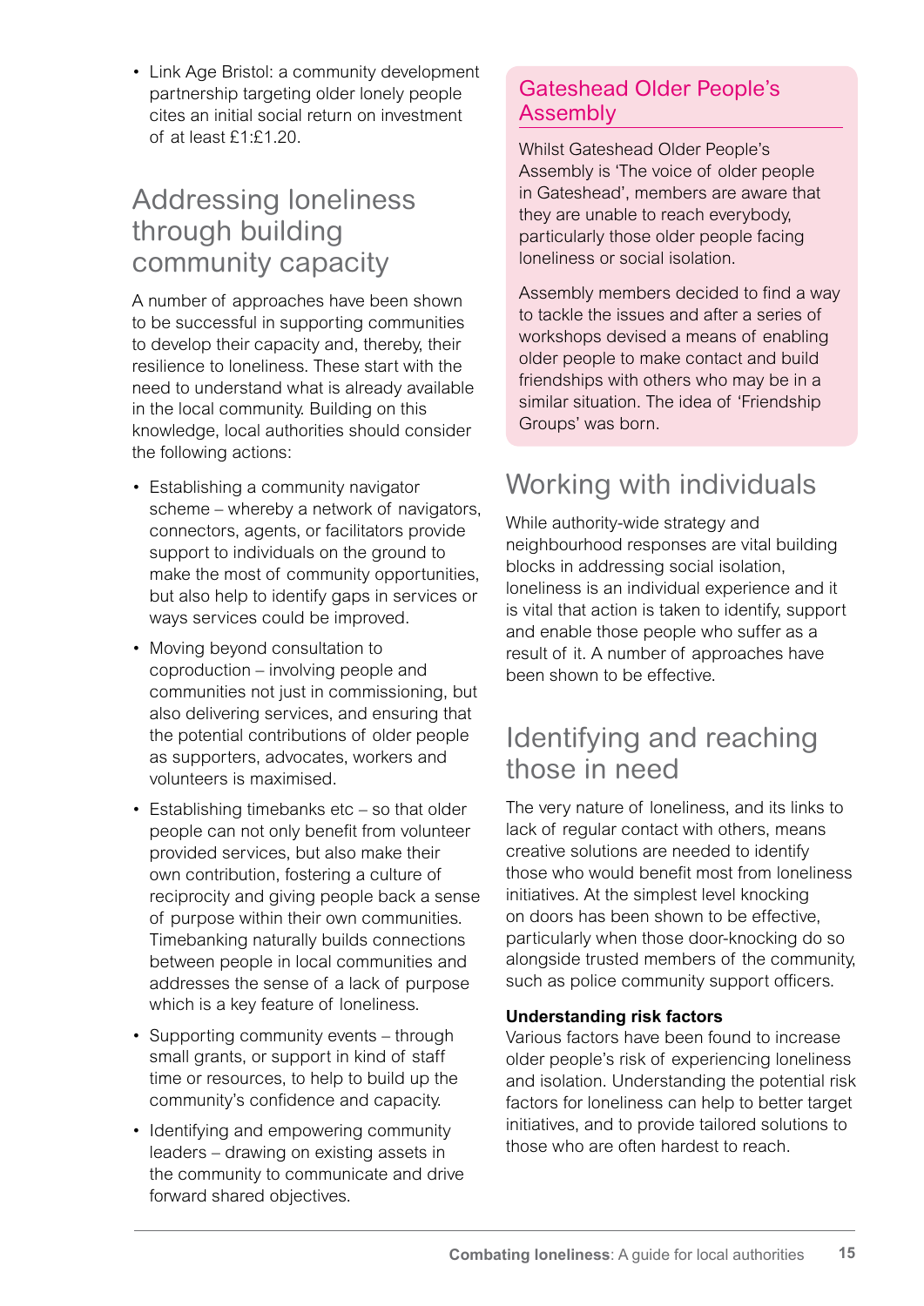- Link Age Bristol: a community development partnership targeting older lonely people cites an initial social return on investment of at least £1:£1.20.

## Addressing loneliness through building community capacity

A number of approaches have been shown to be successful in supporting communities to develop their capacity and, thereby, their resilience to loneliness. These start with the need to understand what is already available in the local community. Building on this knowledge, local authorities should consider the following actions:

- Establishing a community navigator scheme – whereby a network of navigators, connectors, agents, or facilitators provide support to individuals on the ground to make the most of community opportunities, but also help to identify gaps in services or ways services could be improved.
- Moving beyond consultation to coproduction – involving people and communities not just in commissioning, but also delivering services, and ensuring that the potential contributions of older people as supporters, advocates, workers and volunteers is maximised.
- Establishing timebanks etc – so that older people can not only benefit from volunteer provided services, but also make their own contribution, fostering a culture of reciprocity and giving people back a sense of purpose within their own communities. Timebanking naturally builds connections between people in local communities and addresses the sense of a lack of purpose which is a key feature of loneliness.
- Supporting community events – through small grants, or support in kind of staff time or resources, to help to build up the community's confidence and capacity.
- Identifying and empowering community leaders – drawing on existing assets in the community to communicate and drive forward shared objectives.

### Gateshead Older People's Assembly

Whilst Gateshead Older People's Assembly is 'The voice of older people in Gateshead', members are aware that they are unable to reach everybody, particularly those older people facing loneliness or social isolation.

Assembly members decided to find a way to tackle the issues and after a series of workshops devised a means of enabling older people to make contact and build friendships with others who may be in a similar situation. The idea of 'Friendship Groups' was born.

## Working with individuals

While authority-wide strategy and neighbourhood responses are vital building blocks in addressing social isolation, loneliness is an individual experience and it is vital that action is taken to identify, support and enable those people who suffer as a result of it. A number of approaches have been shown to be effective.

## Identifying and reaching those in need

The very nature of loneliness, and its links to lack of regular contact with others, means creative solutions are needed to identify those who would benefit most from loneliness initiatives. At the simplest level knocking on doors has been shown to be effective, particularly when those door-knocking do so alongside trusted members of the community, such as police community support officers.

**Understanding risk factors**
Various factors have been found to increase older people's risk of experiencing loneliness and isolation. Understanding the potential risk factors for loneliness can help to better target initiatives, and to provide tailored solutions to those who are often hardest to reach.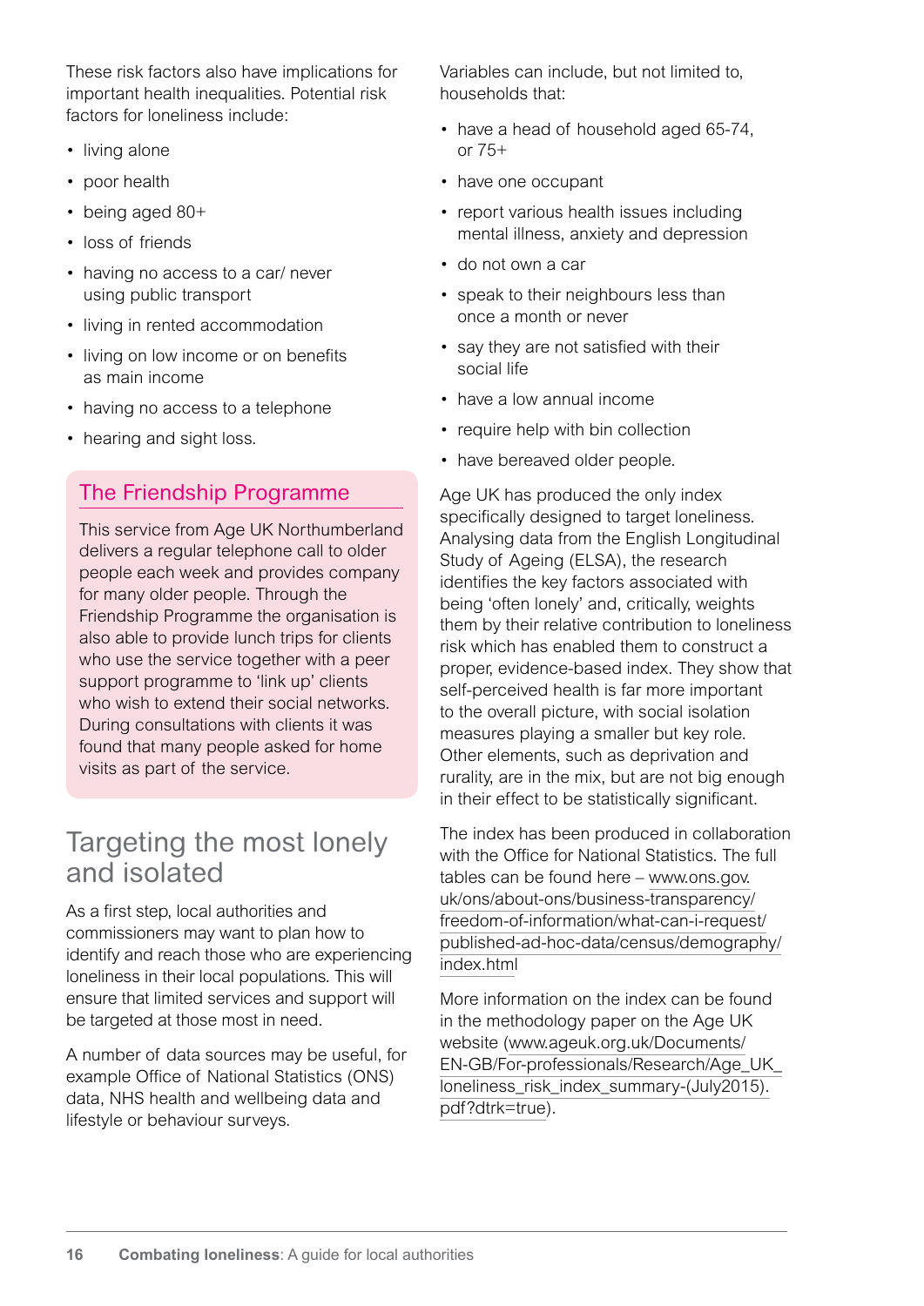These risk factors also have implications for important health inequalities. Potential risk factors for loneliness include:

- living alone
- poor health
- being aged 80+
- loss of friends
- having no access to a car/ never using public transport
- living in rented accommodation
- living on low income or on benefits as main income
- having no access to a telephone
- hearing and sight loss.

### The Friendship Programme

This service from Age UK Northumberland delivers a regular telephone call to older people each week and provides company for many older people. Through the Friendship Programme the organisation is also able to provide lunch trips for clients who use the service together with a peer support programme to 'link up' clients who wish to extend their social networks. During consultations with clients it was found that many people asked for home visits as part of the service.

## Targeting the most lonely and isolated

As a first step, local authorities and commissioners may want to plan how to identify and reach those who are experiencing loneliness in their local populations. This will ensure that limited services and support will be targeted at those most in need.

A number of data sources may be useful, for example Office of National Statistics (ONS) data, NHS health and wellbeing data and lifestyle or behaviour surveys.

Variables can include, but not limited to, households that:

- have a head of household aged 65-74, or 75+
- have one occupant
- report various health issues including mental illness, anxiety and depression
- do not own a car
- speak to their neighbours less than once a month or never
- say they are not satisfied with their social life
- have a low annual income
- require help with bin collection
- have bereaved older people.

Age UK has produced the only index specifically designed to target loneliness. Analysing data from the English Longitudinal Study of Ageing (ELSA), the research identifies the key factors associated with being 'often lonely' and, critically, weights them by their relative contribution to loneliness risk which has enabled them to construct a proper, evidence-based index. They show that self-perceived health is far more important to the overall picture, with social isolation measures playing a smaller but key role. Other elements, such as deprivation and rurality, are in the mix, but are not big enough in their effect to be statistically significant.

The index has been produced in collaboration with the Office for National Statistics. The full tables can be found here – www.ons.gov.uk/ons/about-ons/business-transparency/freedom-of-information/what-can-i-request/published-ad-hoc-data/census/demography/index.html

More information on the index can be found in the methodology paper on the Age UK website (www.ageuk.org.uk/Documents/EN-GB/For-professionals/Research/Age_UK_loneliness_risk_index_summary-(July2015).pdf?dtrk=true).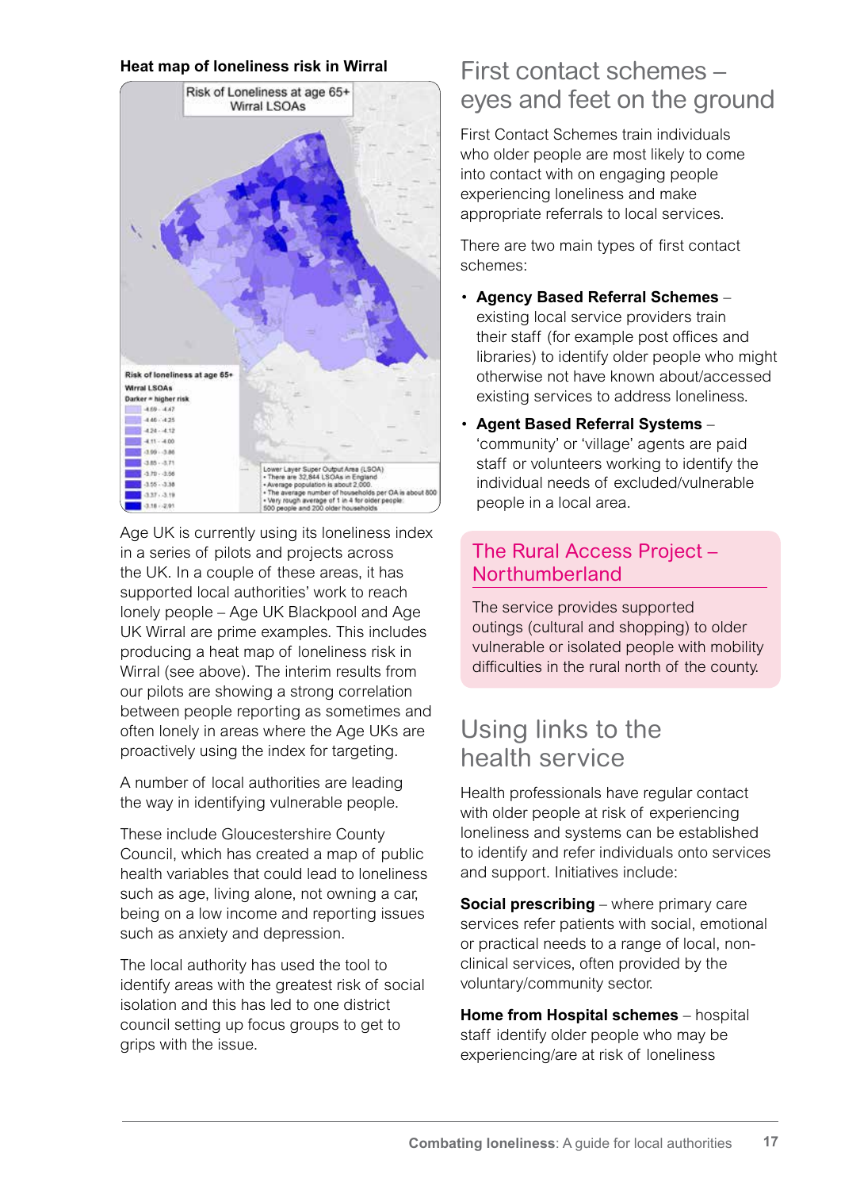**Heat map of loneliness risk in Wirral**

Risk of Loneliness at age 65+
Wirral LSOAs

Risk of loneliness at age 65+
Wirral LSOAs
Darker = higher risk

- -4.69 - -4.47
- -4.46 - -4.25
- -4.24 - -4.12
- -4.11 - -4.00
- -3.99 - -3.86
- -3.85 - -3.71
- -3.70 - -3.56
- -3.55 - -3.38
- -3.37 - -3.19
- -3.18 - -2.91

Lower Layer Super Output Area (LSOA)
- There are 32,844 LSOAs in England
- Average population is about 2,000
- The average number of households per OA is about 800
- Very rough average of 1 in 4 for older people: 500 people and 200 older households

Age UK is currently using its loneliness index in a series of pilots and projects across the UK. In a couple of these areas, it has supported local authorities' work to reach lonely people – Age UK Blackpool and Age UK Wirral are prime examples. This includes producing a heat map of loneliness risk in Wirral (see above). The interim results from our pilots are showing a strong correlation between people reporting as sometimes and often lonely in areas where the Age UKs are proactively using the index for targeting.

A number of local authorities are leading the way in identifying vulnerable people.

These include Gloucestershire County Council, which has created a map of public health variables that could lead to loneliness such as age, living alone, not owning a car, being on a low income and reporting issues such as anxiety and depression.

The local authority has used the tool to identify areas with the greatest risk of social isolation and this has led to one district council setting up focus groups to get to grips with the issue.

## First contact schemes – eyes and feet on the ground

First Contact Schemes train individuals who older people are most likely to come into contact with on engaging people experiencing loneliness and make appropriate referrals to local services.

There are two main types of first contact schemes:

- **Agency Based Referral Schemes** – existing local service providers train their staff (for example post offices and libraries) to identify older people who might otherwise not have known about/accessed existing services to address loneliness.
- **Agent Based Referral Systems** – 'community' or 'village' agents are paid staff or volunteers working to identify the individual needs of excluded/vulnerable people in a local area.

### The Rural Access Project – Northumberland

The service provides supported outings (cultural and shopping) to older vulnerable or isolated people with mobility difficulties in the rural north of the county.

## Using links to the health service

Health professionals have regular contact with older people at risk of experiencing loneliness and systems can be established to identify and refer individuals onto services and support. Initiatives include:

**Social prescribing** – where primary care services refer patients with social, emotional or practical needs to a range of local, non-clinical services, often provided by the voluntary/community sector.

**Home from Hospital schemes** – hospital staff identify older people who may be experiencing/are at risk of loneliness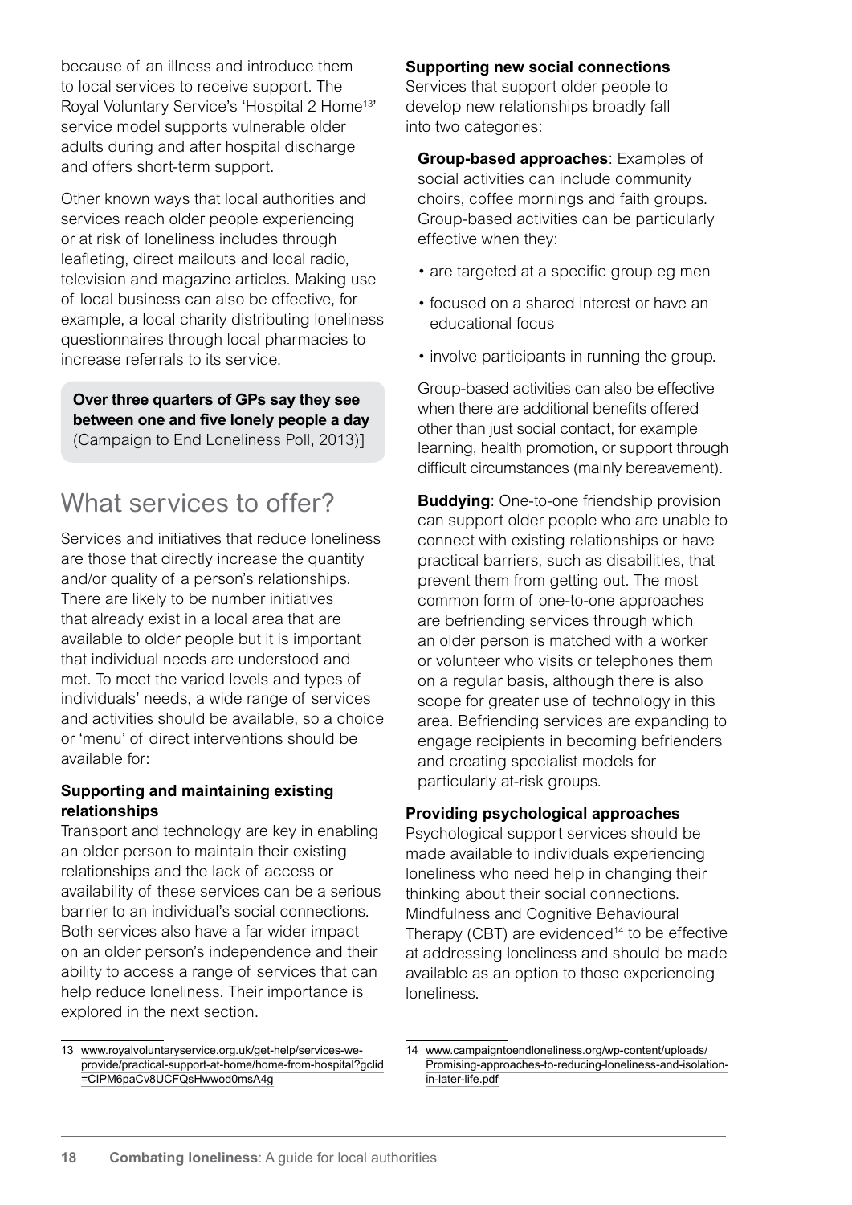because of an illness and introduce them to local services to receive support. The Royal Voluntary Service's 'Hospital 2 Home[13]' service model supports vulnerable older adults during and after hospital discharge and offers short-term support.

Other known ways that local authorities and services reach older people experiencing or at risk of loneliness includes through leafleting, direct mailouts and local radio, television and magazine articles. Making use of local business can also be effective, for example, a local charity distributing loneliness questionnaires through local pharmacies to increase referrals to its service.

**Over three quarters of GPs say they see between one and five lonely people a day** (Campaign to End Loneliness Poll, 2013)]

## What services to offer?

Services and initiatives that reduce loneliness are those that directly increase the quantity and/or quality of a person's relationships. There are likely to be number initiatives that already exist in a local area that are available to older people but it is important that individual needs are understood and met. To meet the varied levels and types of individuals' needs, a wide range of services and activities should be available, so a choice or 'menu' of direct interventions should be available for:

**Supporting and maintaining existing relationships**

Transport and technology are key in enabling an older person to maintain their existing relationships and the lack of access or availability of these services can be a serious barrier to an individual's social connections. Both services also have a far wider impact on an older person's independence and their ability to access a range of services that can help reduce loneliness. Their importance is explored in the next section.

**Supporting new social connections**

Services that support older people to develop new relationships broadly fall into two categories:

**Group-based approaches**: Examples of social activities can include community choirs, coffee mornings and faith groups. Group-based activities can be particularly effective when they:

- are targeted at a specific group eg men
- focused on a shared interest or have an educational focus
- involve participants in running the group.

Group-based activities can also be effective when there are additional benefits offered other than just social contact, for example learning, health promotion, or support through difficult circumstances (mainly bereavement).

**Buddying**: One-to-one friendship provision can support older people who are unable to connect with existing relationships or have practical barriers, such as disabilities, that prevent them from getting out. The most common form of one-to-one approaches are befriending services through which an older person is matched with a worker or volunteer who visits or telephones them on a regular basis, although there is also scope for greater use of technology in this area. Befriending services are expanding to engage recipients in becoming befrienders and creating specialist models for particularly at-risk groups.

**Providing psychological approaches**

Psychological support services should be made available to individuals experiencing loneliness who need help in changing their thinking about their social connections. Mindfulness and Cognitive Behavioural Therapy (CBT) are evidenced[14] to be effective at addressing loneliness and should be made available as an option to those experiencing loneliness.

13 www.royalvoluntaryservice.org.uk/get-help/services-we-provide/practical-support-at-home/home-from-hospital?gclid=CIPM6paCv8UCFQsHwwod0msA4g

14 www.campaigntoendloneliness.org/wp-content/uploads/Promising-approaches-to-reducing-loneliness-and-isolation-in-later-life.pdf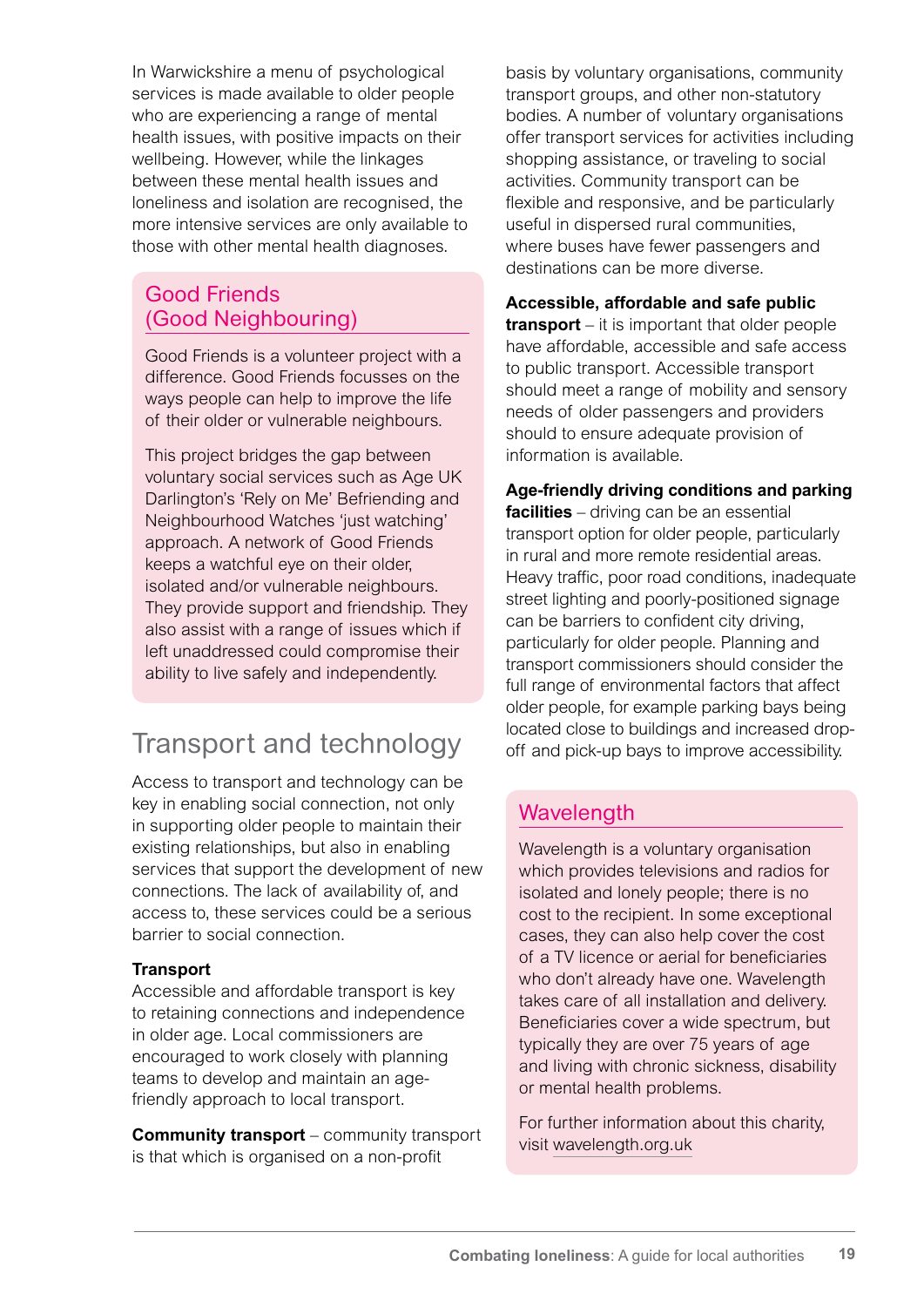In Warwickshire a menu of psychological services is made available to older people who are experiencing a range of mental health issues, with positive impacts on their wellbeing. However, while the linkages between these mental health issues and loneliness and isolation are recognised, the more intensive services are only available to those with other mental health diagnoses.

### Good Friends (Good Neighbouring)

Good Friends is a volunteer project with a difference. Good Friends focusses on the ways people can help to improve the life of their older or vulnerable neighbours.

This project bridges the gap between voluntary social services such as Age UK Darlington's 'Rely on Me' Befriending and Neighbourhood Watches 'just watching' approach. A network of Good Friends keeps a watchful eye on their older, isolated and/or vulnerable neighbours. They provide support and friendship. They also assist with a range of issues which if left unaddressed could compromise their ability to live safely and independently.

## Transport and technology

Access to transport and technology can be key in enabling social connection, not only in supporting older people to maintain their existing relationships, but also in enabling services that support the development of new connections. The lack of availability of, and access to, these services could be a serious barrier to social connection.

**Transport**
Accessible and affordable transport is key to retaining connections and independence in older age. Local commissioners are encouraged to work closely with planning teams to develop and maintain an age-friendly approach to local transport.

**Community transport** – community transport is that which is organised on a non-profit basis by voluntary organisations, community transport groups, and other non-statutory bodies. A number of voluntary organisations offer transport services for activities including shopping assistance, or traveling to social activities. Community transport can be flexible and responsive, and be particularly useful in dispersed rural communities, where buses have fewer passengers and destinations can be more diverse.

**Accessible, affordable and safe public transport** – it is important that older people have affordable, accessible and safe access to public transport. Accessible transport should meet a range of mobility and sensory needs of older passengers and providers should to ensure adequate provision of information is available.

**Age-friendly driving conditions and parking facilities** – driving can be an essential transport option for older people, particularly in rural and more remote residential areas. Heavy traffic, poor road conditions, inadequate street lighting and poorly-positioned signage can be barriers to confident city driving, particularly for older people. Planning and transport commissioners should consider the full range of environmental factors that affect older people, for example parking bays being located close to buildings and increased drop-off and pick-up bays to improve accessibility.

### Wavelength

Wavelength is a voluntary organisation which provides televisions and radios for isolated and lonely people; there is no cost to the recipient. In some exceptional cases, they can also help cover the cost of a TV licence or aerial for beneficiaries who don't already have one. Wavelength takes care of all installation and delivery. Beneficiaries cover a wide spectrum, but typically they are over 75 years of age and living with chronic sickness, disability or mental health problems.

For further information about this charity, visit wavelength.org.uk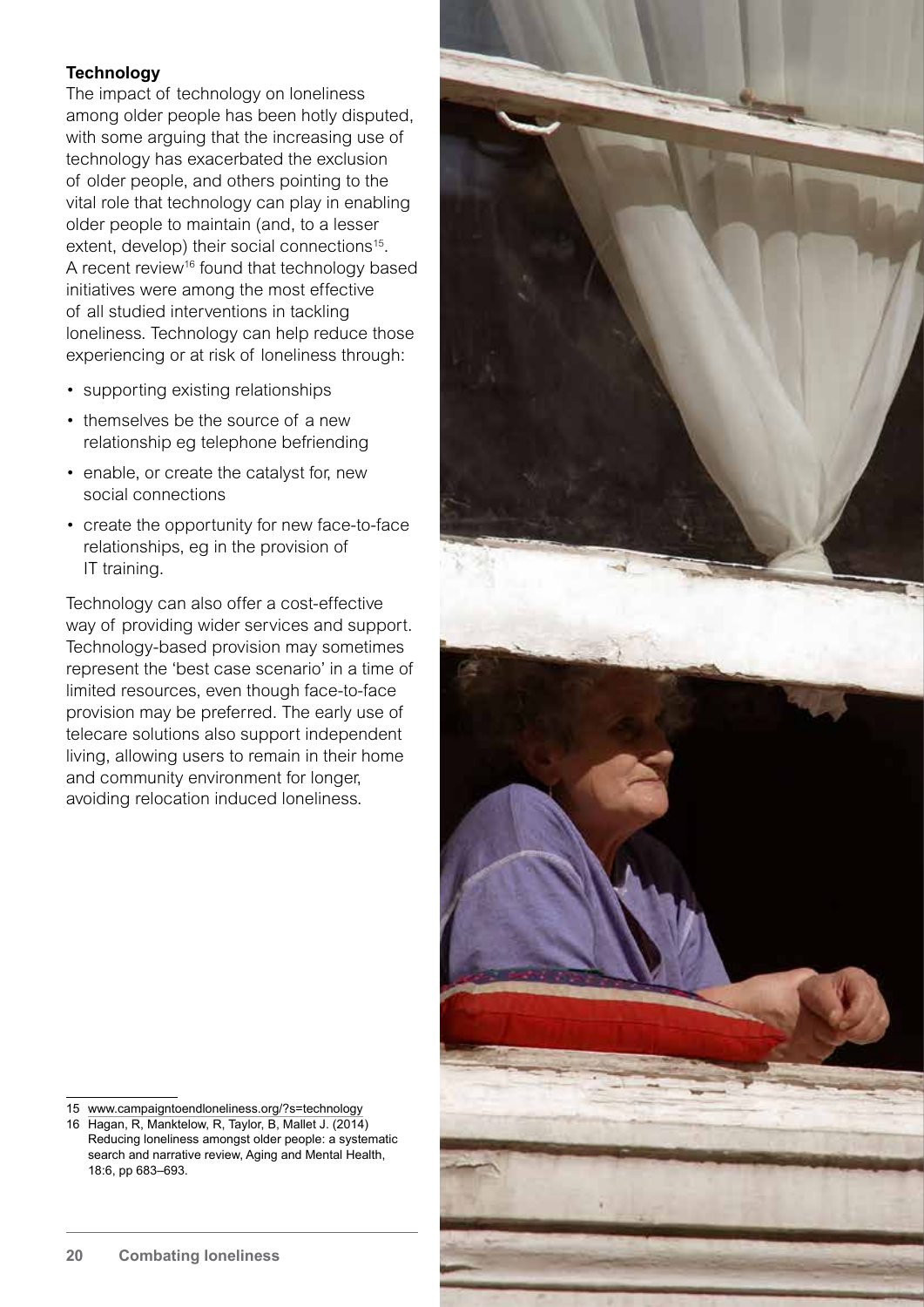**Technology**

The impact of technology on loneliness among older people has been hotly disputed, with some arguing that the increasing use of technology has exacerbated the exclusion of older people, and others pointing to the vital role that technology can play in enabling older people to maintain (and, to a lesser extent, develop) their social connections[15]. A recent review[16] found that technology based initiatives were among the most effective of all studied interventions in tackling loneliness. Technology can help reduce those experiencing or at risk of loneliness through:

- supporting existing relationships
- themselves be the source of a new relationship eg telephone befriending
- enable, or create the catalyst for, new social connections
- create the opportunity for new face-to-face relationships, eg in the provision of IT training.

Technology can also offer a cost-effective way of providing wider services and support. Technology-based provision may sometimes represent the 'best case scenario' in a time of limited resources, even though face-to-face provision may be preferred. The early use of telecare solutions also support independent living, allowing users to remain in their home and community environment for longer, avoiding relocation induced loneliness.

---

15 www.campaigntoendloneliness.org/?s=technology

16 Hagan, R, Manktelow, R, Taylor, B, Mallet J. (2014) Reducing loneliness amongst older people: a systematic search and narrative review, Aging and Mental Health, 18:6, pp 683–693.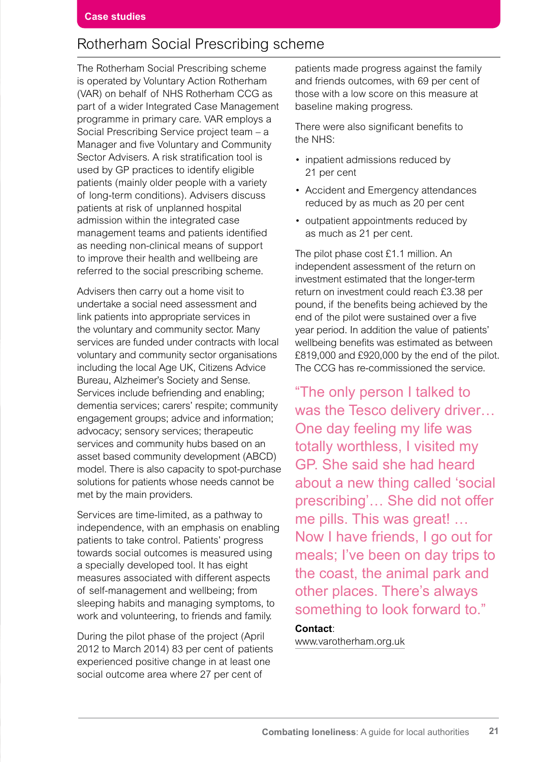Case studies

## Rotherham Social Prescribing scheme

The Rotherham Social Prescribing scheme is operated by Voluntary Action Rotherham (VAR) on behalf of NHS Rotherham CCG as part of a wider Integrated Case Management programme in primary care. VAR employs a Social Prescribing Service project team – a Manager and five Voluntary and Community Sector Advisers. A risk stratification tool is used by GP practices to identify eligible patients (mainly older people with a variety of long-term conditions). Advisers discuss patients at risk of unplanned hospital admission within the integrated case management teams and patients identified as needing non-clinical means of support to improve their health and wellbeing are referred to the social prescribing scheme.

Advisers then carry out a home visit to undertake a social need assessment and link patients into appropriate services in the voluntary and community sector. Many services are funded under contracts with local voluntary and community sector organisations including the local Age UK, Citizens Advice Bureau, Alzheimer's Society and Sense. Services include befriending and enabling; dementia services; carers' respite; community engagement groups; advice and information; advocacy; sensory services; therapeutic services and community hubs based on an asset based community development (ABCD) model. There is also capacity to spot-purchase solutions for patients whose needs cannot be met by the main providers.

Services are time-limited, as a pathway to independence, with an emphasis on enabling patients to take control. Patients' progress towards social outcomes is measured using a specially developed tool. It has eight measures associated with different aspects of self-management and wellbeing; from sleeping habits and managing symptoms, to work and volunteering, to friends and family.

During the pilot phase of the project (April 2012 to March 2014) 83 per cent of patients experienced positive change in at least one social outcome area where 27 per cent of patients made progress against the family and friends outcomes, with 69 per cent of those with a low score on this measure at baseline making progress.

There were also significant benefits to the NHS:

- inpatient admissions reduced by 21 per cent
- Accident and Emergency attendances reduced by as much as 20 per cent
- outpatient appointments reduced by as much as 21 per cent.

The pilot phase cost £1.1 million. An independent assessment of the return on investment estimated that the longer-term return on investment could reach £3.38 per pound, if the benefits being achieved by the end of the pilot were sustained over a five year period. In addition the value of patients' wellbeing benefits was estimated as between £819,000 and £920,000 by the end of the pilot. The CCG has re-commissioned the service.

> "The only person I talked to was the Tesco delivery driver… One day feeling my life was totally worthless, I visited my GP. She said she had heard about a new thing called 'social prescribing'… She did not offer me pills. This was great! … Now I have friends, I go out for meals; I've been on day trips to the coast, the animal park and other places. There's always something to look forward to."

**Contact**:
www.varotherham.org.uk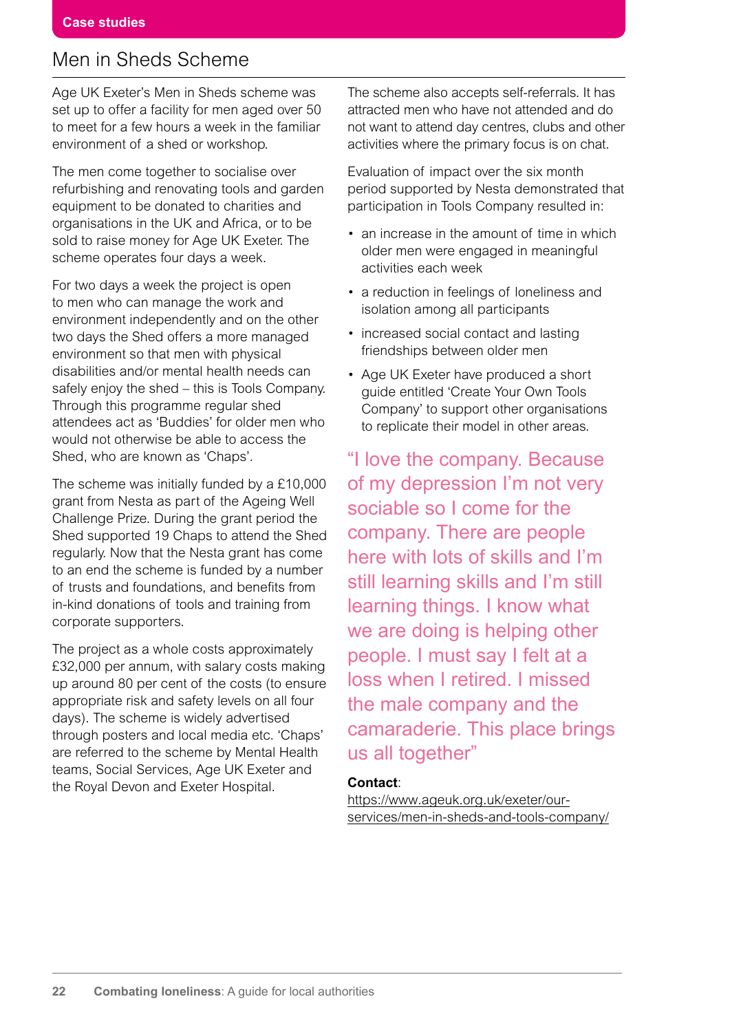Case studies

## Men in Sheds Scheme

Age UK Exeter's Men in Sheds scheme was set up to offer a facility for men aged over 50 to meet for a few hours a week in the familiar environment of a shed or workshop.

The men come together to socialise over refurbishing and renovating tools and garden equipment to be donated to charities and organisations in the UK and Africa, or to be sold to raise money for Age UK Exeter. The scheme operates four days a week.

For two days a week the project is open to men who can manage the work and environment independently and on the other two days the Shed offers a more managed environment so that men with physical disabilities and/or mental health needs can safely enjoy the shed – this is Tools Company. Through this programme regular shed attendees act as 'Buddies' for older men who would not otherwise be able to access the Shed, who are known as 'Chaps'.

The scheme was initially funded by a £10,000 grant from Nesta as part of the Ageing Well Challenge Prize. During the grant period the Shed supported 19 Chaps to attend the Shed regularly. Now that the Nesta grant has come to an end the scheme is funded by a number of trusts and foundations, and benefits from in-kind donations of tools and training from corporate supporters.

The project as a whole costs approximately £32,000 per annum, with salary costs making up around 80 per cent of the costs (to ensure appropriate risk and safety levels on all four days). The scheme is widely advertised through posters and local media etc. 'Chaps' are referred to the scheme by Mental Health teams, Social Services, Age UK Exeter and the Royal Devon and Exeter Hospital.

The scheme also accepts self-referrals. It has attracted men who have not attended and do not want to attend day centres, clubs and other activities where the primary focus is on chat.

Evaluation of impact over the six month period supported by Nesta demonstrated that participation in Tools Company resulted in:

- an increase in the amount of time in which older men were engaged in meaningful activities each week
- a reduction in feelings of loneliness and isolation among all participants
- increased social contact and lasting friendships between older men
- Age UK Exeter have produced a short guide entitled 'Create Your Own Tools Company' to support other organisations to replicate their model in other areas.

"I love the company. Because of my depression I'm not very sociable so I come for the company. There are people here with lots of skills and I'm still learning skills and I'm still learning things. I know what we are doing is helping other people. I must say I felt at a loss when I retired. I missed the male company and the camaraderie. This place brings us all together"

**Contact**:
https://www.ageuk.org.uk/exeter/our-services/men-in-sheds-and-tools-company/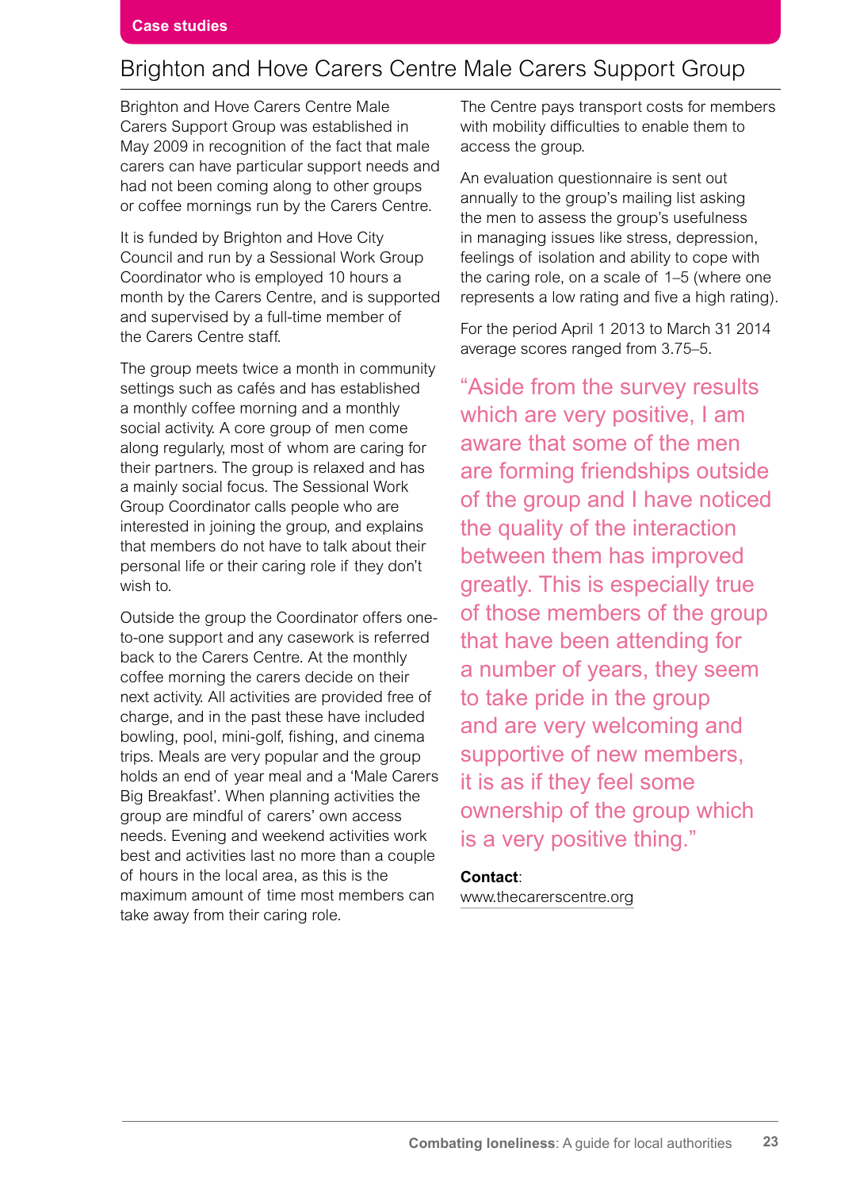Case studies

## Brighton and Hove Carers Centre Male Carers Support Group

Brighton and Hove Carers Centre Male Carers Support Group was established in May 2009 in recognition of the fact that male carers can have particular support needs and had not been coming along to other groups or coffee mornings run by the Carers Centre.

It is funded by Brighton and Hove City Council and run by a Sessional Work Group Coordinator who is employed 10 hours a month by the Carers Centre, and is supported and supervised by a full-time member of the Carers Centre staff.

The group meets twice a month in community settings such as cafés and has established a monthly coffee morning and a monthly social activity. A core group of men come along regularly, most of whom are caring for their partners. The group is relaxed and has a mainly social focus. The Sessional Work Group Coordinator calls people who are interested in joining the group, and explains that members do not have to talk about their personal life or their caring role if they don't wish to.

Outside the group the Coordinator offers one-to-one support and any casework is referred back to the Carers Centre. At the monthly coffee morning the carers decide on their next activity. All activities are provided free of charge, and in the past these have included bowling, pool, mini-golf, fishing, and cinema trips. Meals are very popular and the group holds an end of year meal and a 'Male Carers Big Breakfast'. When planning activities the group are mindful of carers' own access needs. Evening and weekend activities work best and activities last no more than a couple of hours in the local area, as this is the maximum amount of time most members can take away from their caring role.

The Centre pays transport costs for members with mobility difficulties to enable them to access the group.

An evaluation questionnaire is sent out annually to the group's mailing list asking the men to assess the group's usefulness in managing issues like stress, depression, feelings of isolation and ability to cope with the caring role, on a scale of 1–5 (where one represents a low rating and five a high rating).

For the period April 1 2013 to March 31 2014 average scores ranged from 3.75–5.

"Aside from the survey results which are very positive, I am aware that some of the men are forming friendships outside of the group and I have noticed the quality of the interaction between them has improved greatly. This is especially true of those members of the group that have been attending for a number of years, they seem to take pride in the group and are very welcoming and supportive of new members, it is as if they feel some ownership of the group which is a very positive thing."

**Contact**:
www.thecarerscentre.org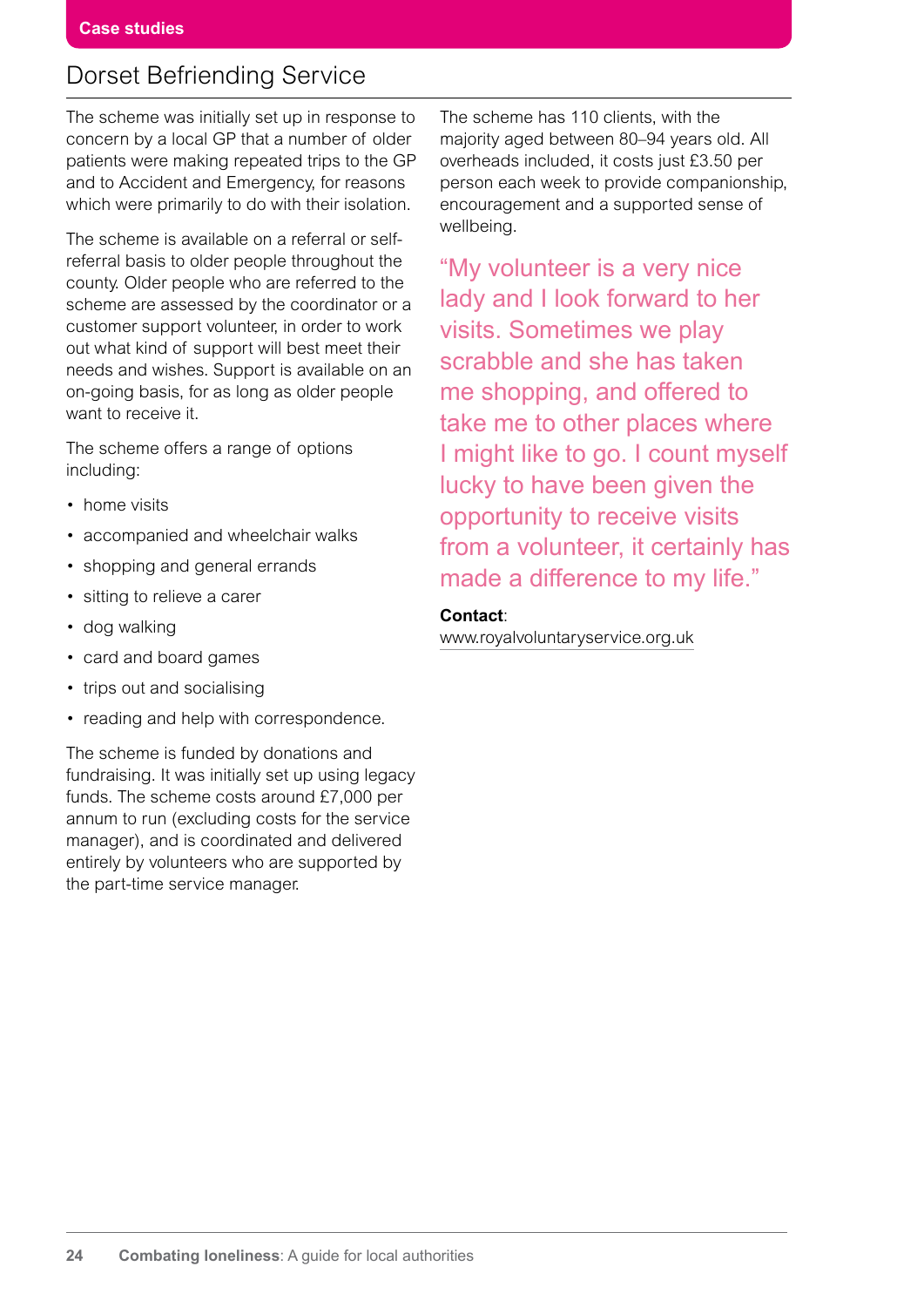Case studies

## Dorset Befriending Service

The scheme was initially set up in response to concern by a local GP that a number of older patients were making repeated trips to the GP and to Accident and Emergency, for reasons which were primarily to do with their isolation.

The scheme is available on a referral or self-referral basis to older people throughout the county. Older people who are referred to the scheme are assessed by the coordinator or a customer support volunteer, in order to work out what kind of support will best meet their needs and wishes. Support is available on an on-going basis, for as long as older people want to receive it.

The scheme offers a range of options including:

- home visits
- accompanied and wheelchair walks
- shopping and general errands
- sitting to relieve a carer
- dog walking
- card and board games
- trips out and socialising
- reading and help with correspondence.

The scheme is funded by donations and fundraising. It was initially set up using legacy funds. The scheme costs around £7,000 per annum to run (excluding costs for the service manager), and is coordinated and delivered entirely by volunteers who are supported by the part-time service manager.

The scheme has 110 clients, with the majority aged between 80–94 years old. All overheads included, it costs just £3.50 per person each week to provide companionship, encouragement and a supported sense of wellbeing.

> "My volunteer is a very nice lady and I look forward to her visits. Sometimes we play scrabble and she has taken me shopping, and offered to take me to other places where I might like to go. I count myself lucky to have been given the opportunity to receive visits from a volunteer, it certainly has made a difference to my life."

**Contact**:
www.royalvoluntaryservice.org.uk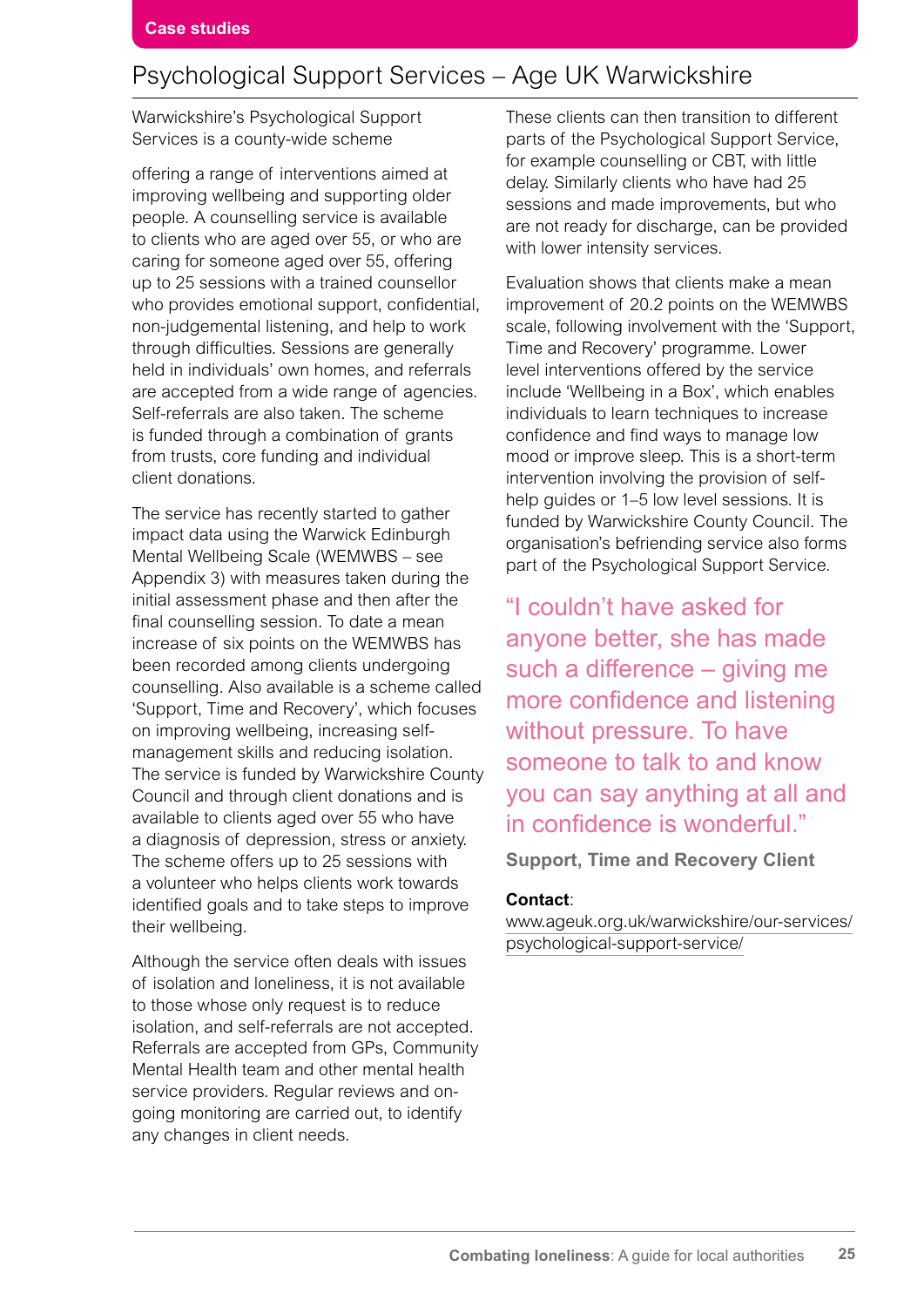Case studies

## Psychological Support Services – Age UK Warwickshire

Warwickshire's Psychological Support Services is a county-wide scheme

offering a range of interventions aimed at improving wellbeing and supporting older people. A counselling service is available to clients who are aged over 55, or who are caring for someone aged over 55, offering up to 25 sessions with a trained counsellor who provides emotional support, confidential, non-judgemental listening, and help to work through difficulties. Sessions are generally held in individuals' own homes, and referrals are accepted from a wide range of agencies. Self-referrals are also taken. The scheme is funded through a combination of grants from trusts, core funding and individual client donations.

The service has recently started to gather impact data using the Warwick Edinburgh Mental Wellbeing Scale (WEMWBS – see Appendix 3) with measures taken during the initial assessment phase and then after the final counselling session. To date a mean increase of six points on the WEMWBS has been recorded among clients undergoing counselling. Also available is a scheme called 'Support, Time and Recovery', which focuses on improving wellbeing, increasing self-management skills and reducing isolation. The service is funded by Warwickshire County Council and through client donations and is available to clients aged over 55 who have a diagnosis of depression, stress or anxiety. The scheme offers up to 25 sessions with a volunteer who helps clients work towards identified goals and to take steps to improve their wellbeing.

Although the service often deals with issues of isolation and loneliness, it is not available to those whose only request is to reduce isolation, and self-referrals are not accepted. Referrals are accepted from GPs, Community Mental Health team and other mental health service providers. Regular reviews and on-going monitoring are carried out, to identify any changes in client needs.

These clients can then transition to different parts of the Psychological Support Service, for example counselling or CBT, with little delay. Similarly clients who have had 25 sessions and made improvements, but who are not ready for discharge, can be provided with lower intensity services.

Evaluation shows that clients make a mean improvement of 20.2 points on the WEMWBS scale, following involvement with the 'Support, Time and Recovery' programme. Lower level interventions offered by the service include 'Wellbeing in a Box', which enables individuals to learn techniques to increase confidence and find ways to manage low mood or improve sleep. This is a short-term intervention involving the provision of self-help guides or 1–5 low level sessions. It is funded by Warwickshire County Council. The organisation's befriending service also forms part of the Psychological Support Service.

"I couldn't have asked for anyone better, she has made such a difference – giving me more confidence and listening without pressure. To have someone to talk to and know you can say anything at all and in confidence is wonderful."

**Support, Time and Recovery Client**

**Contact**:
www.ageuk.org.uk/warwickshire/our-services/psychological-support-service/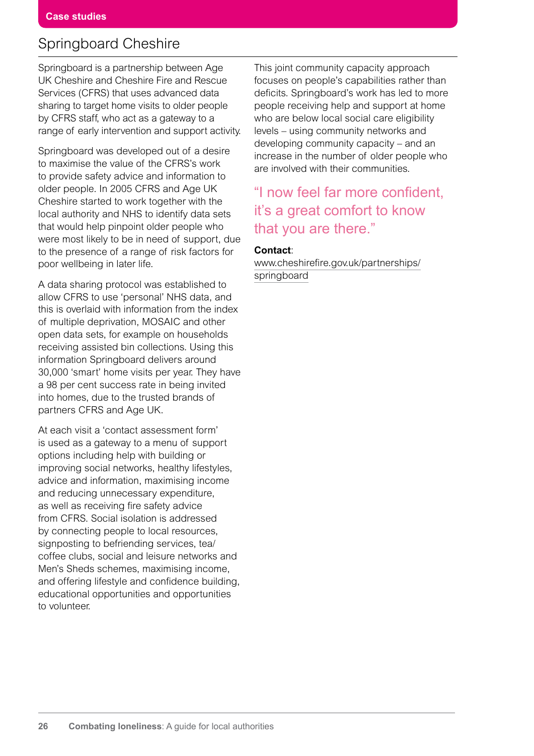Case studies

## Springboard Cheshire

Springboard is a partnership between Age UK Cheshire and Cheshire Fire and Rescue Services (CFRS) that uses advanced data sharing to target home visits to older people by CFRS staff, who act as a gateway to a range of early intervention and support activity.

Springboard was developed out of a desire to maximise the value of the CFRS's work to provide safety advice and information to older people. In 2005 CFRS and Age UK Cheshire started to work together with the local authority and NHS to identify data sets that would help pinpoint older people who were most likely to be in need of support, due to the presence of a range of risk factors for poor wellbeing in later life.

A data sharing protocol was established to allow CFRS to use 'personal' NHS data, and this is overlaid with information from the index of multiple deprivation, MOSAIC and other open data sets, for example on households receiving assisted bin collections. Using this information Springboard delivers around 30,000 'smart' home visits per year. They have a 98 per cent success rate in being invited into homes, due to the trusted brands of partners CFRS and Age UK.

At each visit a 'contact assessment form' is used as a gateway to a menu of support options including help with building or improving social networks, healthy lifestyles, advice and information, maximising income and reducing unnecessary expenditure, as well as receiving fire safety advice from CFRS. Social isolation is addressed by connecting people to local resources, signposting to befriending services, tea/coffee clubs, social and leisure networks and Men's Sheds schemes, maximising income, and offering lifestyle and confidence building, educational opportunities and opportunities to volunteer.

This joint community capacity approach focuses on people's capabilities rather than deficits. Springboard's work has led to more people receiving help and support at home who are below local social care eligibility levels – using community networks and developing community capacity – and an increase in the number of older people who are involved with their communities.

"I now feel far more confident, it's a great comfort to know that you are there."

**Contact**:
www.cheshirefire.gov.uk/partnerships/springboard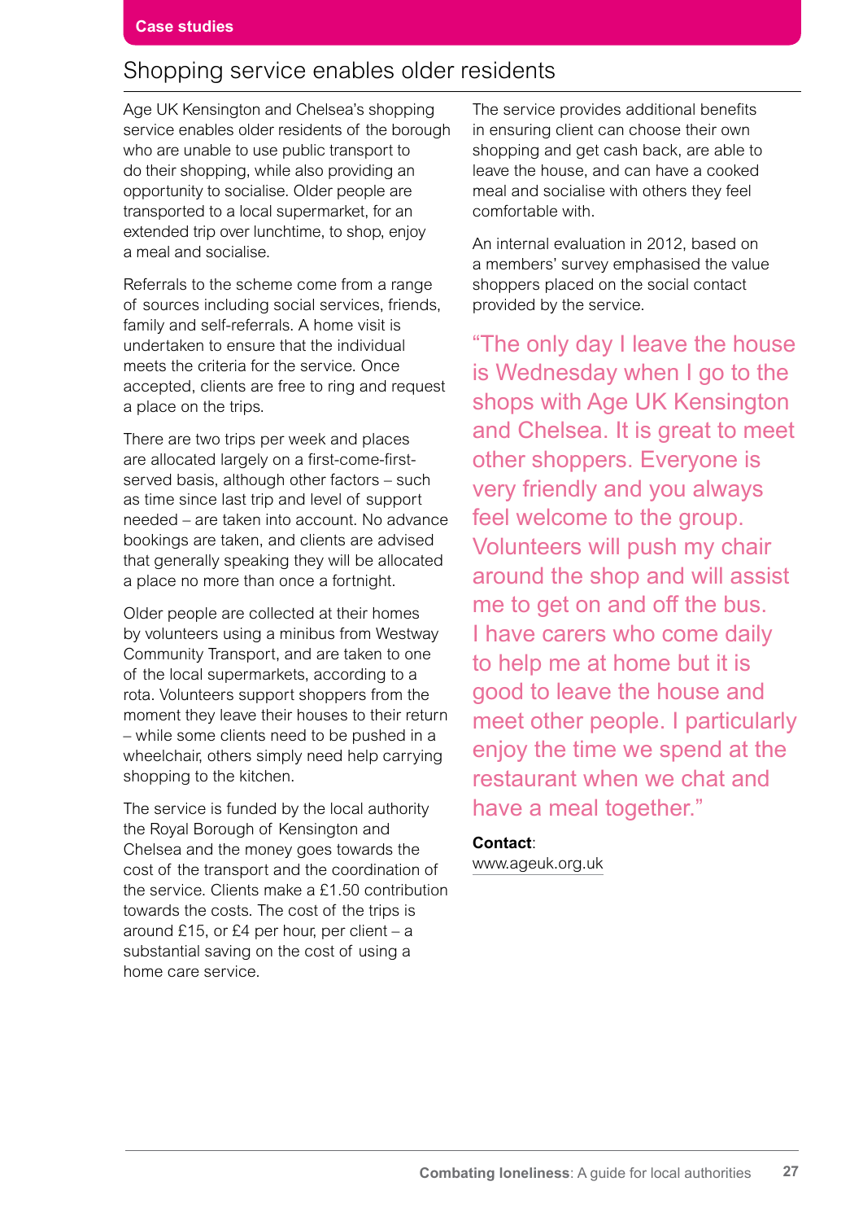Case studies

## Shopping service enables older residents

Age UK Kensington and Chelsea's shopping service enables older residents of the borough who are unable to use public transport to do their shopping, while also providing an opportunity to socialise. Older people are transported to a local supermarket, for an extended trip over lunchtime, to shop, enjoy a meal and socialise.

Referrals to the scheme come from a range of sources including social services, friends, family and self-referrals. A home visit is undertaken to ensure that the individual meets the criteria for the service. Once accepted, clients are free to ring and request a place on the trips.

There are two trips per week and places are allocated largely on a first-come-first-served basis, although other factors – such as time since last trip and level of support needed – are taken into account. No advance bookings are taken, and clients are advised that generally speaking they will be allocated a place no more than once a fortnight.

Older people are collected at their homes by volunteers using a minibus from Westway Community Transport, and are taken to one of the local supermarkets, according to a rota. Volunteers support shoppers from the moment they leave their houses to their return – while some clients need to be pushed in a wheelchair, others simply need help carrying shopping to the kitchen.

The service is funded by the local authority the Royal Borough of Kensington and Chelsea and the money goes towards the cost of the transport and the coordination of the service. Clients make a £1.50 contribution towards the costs. The cost of the trips is around £15, or £4 per hour, per client – a substantial saving on the cost of using a home care service.

The service provides additional benefits in ensuring client can choose their own shopping and get cash back, are able to leave the house, and can have a cooked meal and socialise with others they feel comfortable with.

An internal evaluation in 2012, based on a members' survey emphasised the value shoppers placed on the social contact provided by the service.

> "The only day I leave the house is Wednesday when I go to the shops with Age UK Kensington and Chelsea. It is great to meet other shoppers. Everyone is very friendly and you always feel welcome to the group. Volunteers will push my chair around the shop and will assist me to get on and off the bus. I have carers who come daily to help me at home but it is good to leave the house and meet other people. I particularly enjoy the time we spend at the restaurant when we chat and have a meal together."

**Contact**:
www.ageuk.org.uk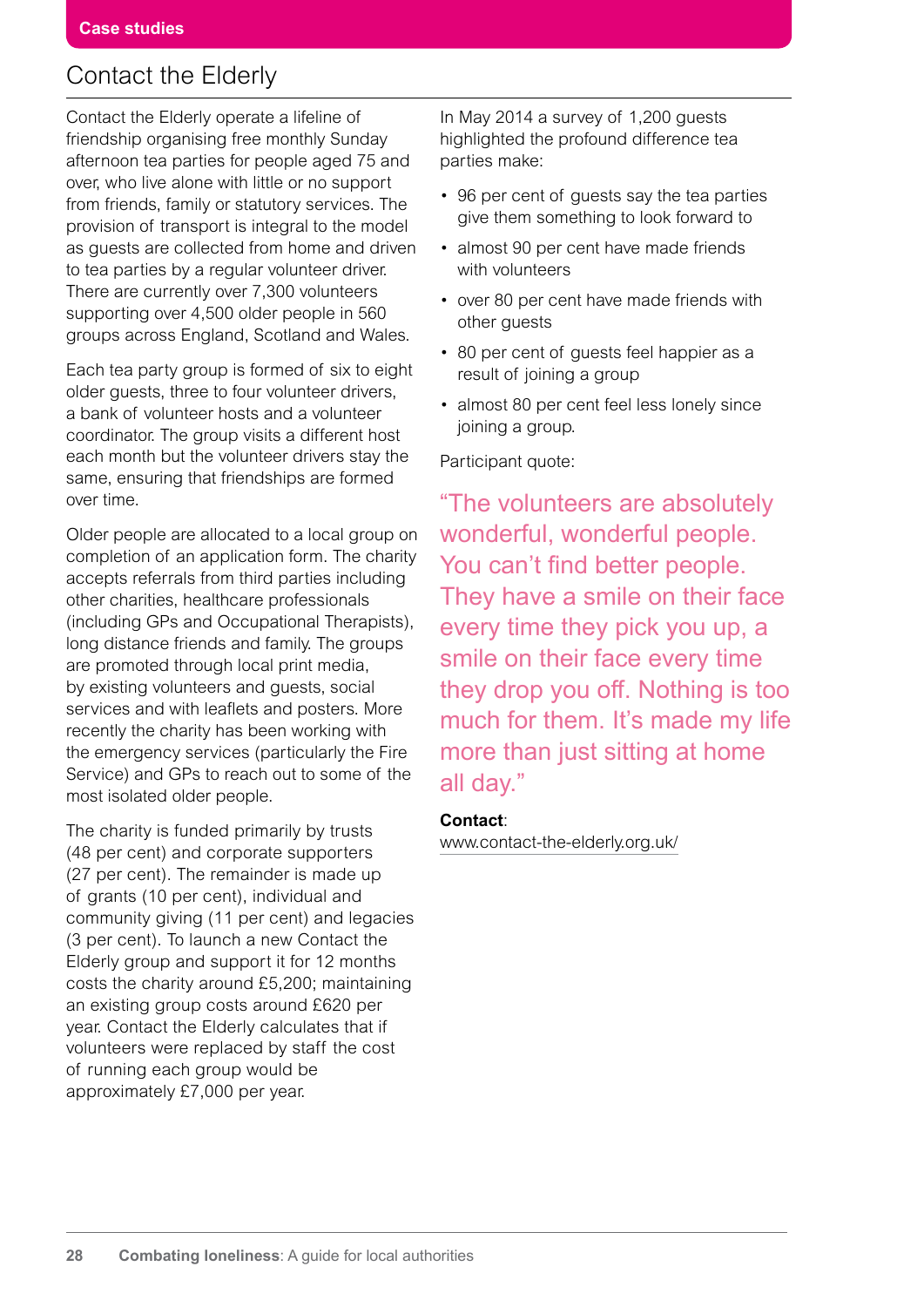Case studies

## Contact the Elderly

Contact the Elderly operate a lifeline of friendship organising free monthly Sunday afternoon tea parties for people aged 75 and over, who live alone with little or no support from friends, family or statutory services. The provision of transport is integral to the model as guests are collected from home and driven to tea parties by a regular volunteer driver. There are currently over 7,300 volunteers supporting over 4,500 older people in 560 groups across England, Scotland and Wales.

Each tea party group is formed of six to eight older guests, three to four volunteer drivers, a bank of volunteer hosts and a volunteer coordinator. The group visits a different host each month but the volunteer drivers stay the same, ensuring that friendships are formed over time.

Older people are allocated to a local group on completion of an application form. The charity accepts referrals from third parties including other charities, healthcare professionals (including GPs and Occupational Therapists), long distance friends and family. The groups are promoted through local print media, by existing volunteers and guests, social services and with leaflets and posters. More recently the charity has been working with the emergency services (particularly the Fire Service) and GPs to reach out to some of the most isolated older people.

The charity is funded primarily by trusts (48 per cent) and corporate supporters (27 per cent). The remainder is made up of grants (10 per cent), individual and community giving (11 per cent) and legacies (3 per cent). To launch a new Contact the Elderly group and support it for 12 months costs the charity around £5,200; maintaining an existing group costs around £620 per year. Contact the Elderly calculates that if volunteers were replaced by staff the cost of running each group would be approximately £7,000 per year.

In May 2014 a survey of 1,200 guests highlighted the profound difference tea parties make:

- 96 per cent of guests say the tea parties give them something to look forward to
- almost 90 per cent have made friends with volunteers
- over 80 per cent have made friends with other guests
- 80 per cent of guests feel happier as a result of joining a group
- almost 80 per cent feel less lonely since joining a group.

Participant quote:

"The volunteers are absolutely wonderful, wonderful people. You can't find better people. They have a smile on their face every time they pick you up, a smile on their face every time they drop you off. Nothing is too much for them. It's made my life more than just sitting at home all day."

**Contact**:
www.contact-the-elderly.org.uk/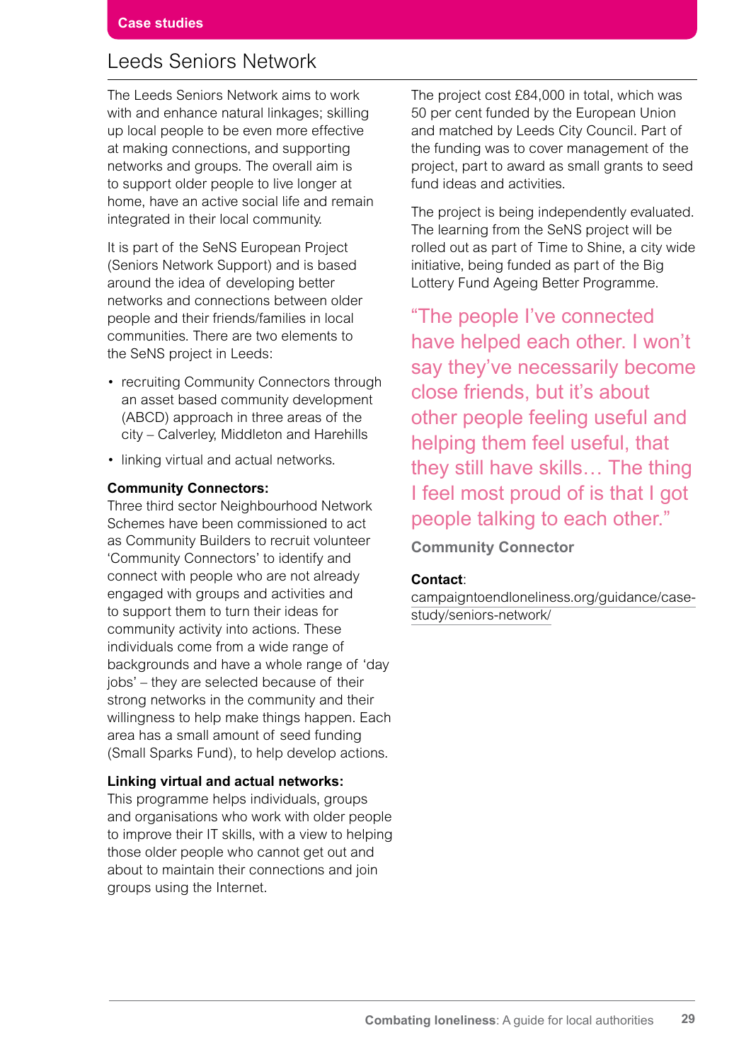Case studies

## Leeds Seniors Network

The Leeds Seniors Network aims to work with and enhance natural linkages; skilling up local people to be even more effective at making connections, and supporting networks and groups. The overall aim is to support older people to live longer at home, have an active social life and remain integrated in their local community.

It is part of the SeNS European Project (Seniors Network Support) and is based around the idea of developing better networks and connections between older people and their friends/families in local communities. There are two elements to the SeNS project in Leeds:

- recruiting Community Connectors through an asset based community development (ABCD) approach in three areas of the city – Calverley, Middleton and Harehills
- linking virtual and actual networks.

**Community Connectors:**
Three third sector Neighbourhood Network Schemes have been commissioned to act as Community Builders to recruit volunteer 'Community Connectors' to identify and connect with people who are not already engaged with groups and activities and to support them to turn their ideas for community activity into actions. These individuals come from a wide range of backgrounds and have a whole range of 'day jobs' – they are selected because of their strong networks in the community and their willingness to help make things happen. Each area has a small amount of seed funding (Small Sparks Fund), to help develop actions.

**Linking virtual and actual networks:**
This programme helps individuals, groups and organisations who work with older people to improve their IT skills, with a view to helping those older people who cannot get out and about to maintain their connections and join groups using the Internet.

The project cost £84,000 in total, which was 50 per cent funded by the European Union and matched by Leeds City Council. Part of the funding was to cover management of the project, part to award as small grants to seed fund ideas and activities.

The project is being independently evaluated. The learning from the SeNS project will be rolled out as part of Time to Shine, a city wide initiative, being funded as part of the Big Lottery Fund Ageing Better Programme.

"The people I've connected have helped each other. I won't say they've necessarily become close friends, but it's about other people feeling useful and helping them feel useful, that they still have skills… The thing I feel most proud of is that I got people talking to each other."

**Community Connector**

**Contact**:
campaigntoendloneliness.org/guidance/case-study/seniors-network/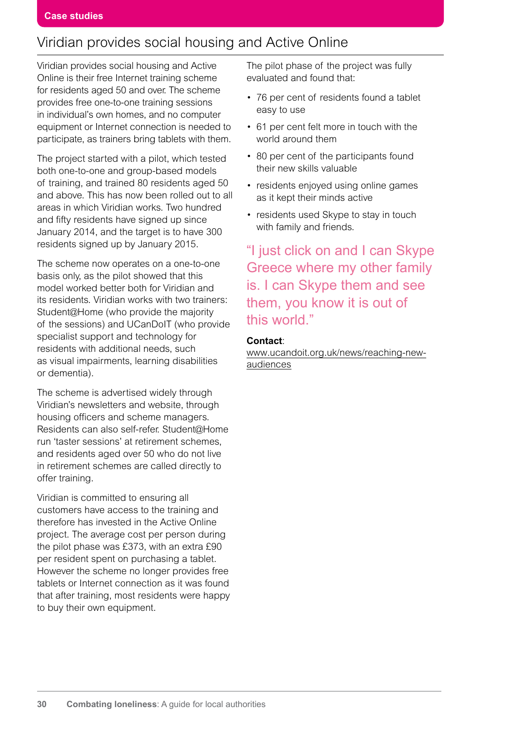Case studies

## Viridian provides social housing and Active Online

Viridian provides social housing and Active Online is their free Internet training scheme for residents aged 50 and over. The scheme provides free one-to-one training sessions in individual's own homes, and no computer equipment or Internet connection is needed to participate, as trainers bring tablets with them.

The project started with a pilot, which tested both one-to-one and group-based models of training, and trained 80 residents aged 50 and above. This has now been rolled out to all areas in which Viridian works. Two hundred and fifty residents have signed up since January 2014, and the target is to have 300 residents signed up by January 2015.

The scheme now operates on a one-to-one basis only, as the pilot showed that this model worked better both for Viridian and its residents. Viridian works with two trainers: Student@Home (who provide the majority of the sessions) and UCanDoIT (who provide specialist support and technology for residents with additional needs, such as visual impairments, learning disabilities or dementia).

The scheme is advertised widely through Viridian's newsletters and website, through housing officers and scheme managers. Residents can also self-refer. Student@Home run 'taster sessions' at retirement schemes, and residents aged over 50 who do not live in retirement schemes are called directly to offer training.

Viridian is committed to ensuring all customers have access to the training and therefore has invested in the Active Online project. The average cost per person during the pilot phase was £373, with an extra £90 per resident spent on purchasing a tablet. However the scheme no longer provides free tablets or Internet connection as it was found that after training, most residents were happy to buy their own equipment.

The pilot phase of the project was fully evaluated and found that:

- 76 per cent of residents found a tablet easy to use
- 61 per cent felt more in touch with the world around them
- 80 per cent of the participants found their new skills valuable
- residents enjoyed using online games as it kept their minds active
- residents used Skype to stay in touch with family and friends.

"I just click on and I can Skype Greece where my other family is. I can Skype them and see them, you know it is out of this world."

**Contact**:
www.ucandoit.org.uk/news/reaching-new-audiences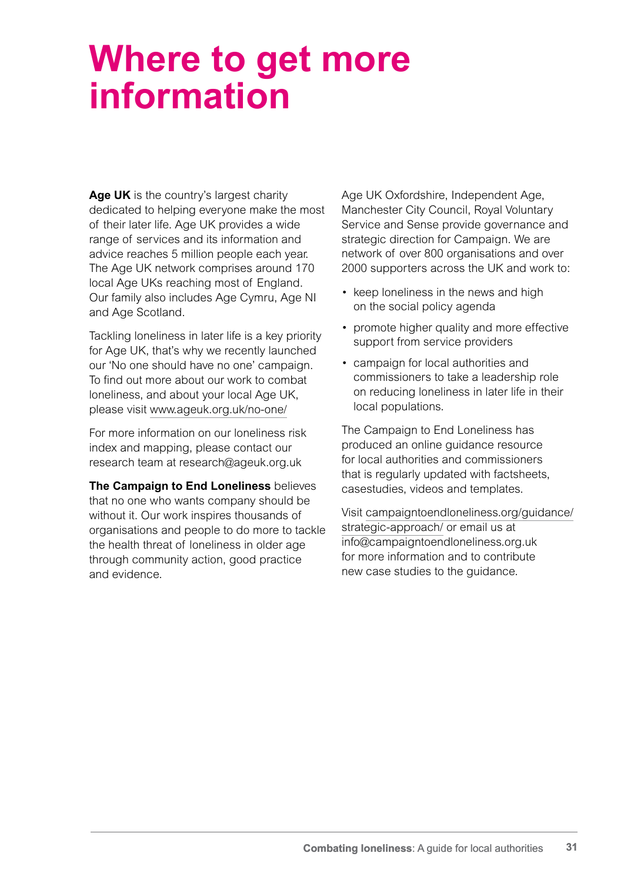# Where to get more information

**Age UK** is the country's largest charity dedicated to helping everyone make the most of their later life. Age UK provides a wide range of services and its information and advice reaches 5 million people each year. The Age UK network comprises around 170 local Age UKs reaching most of England. Our family also includes Age Cymru, Age NI and Age Scotland.

Tackling loneliness in later life is a key priority for Age UK, that's why we recently launched our 'No one should have no one' campaign. To find out more about our work to combat loneliness, and about your local Age UK, please visit www.ageuk.org.uk/no-one/

For more information on our loneliness risk index and mapping, please contact our research team at research@ageuk.org.uk

**The Campaign to End Loneliness** believes that no one who wants company should be without it. Our work inspires thousands of organisations and people to do more to tackle the health threat of loneliness in older age through community action, good practice and evidence.

Age UK Oxfordshire, Independent Age, Manchester City Council, Royal Voluntary Service and Sense provide governance and strategic direction for Campaign. We are network of over 800 organisations and over 2000 supporters across the UK and work to:

- keep loneliness in the news and high on the social policy agenda
- promote higher quality and more effective support from service providers
- campaign for local authorities and commissioners to take a leadership role on reducing loneliness in later life in their local populations.

The Campaign to End Loneliness has produced an online guidance resource for local authorities and commissioners that is regularly updated with factsheets, casestudies, videos and templates.

Visit campaigntoendloneliness.org/guidance/strategic-approach/ or email us at info@campaigntoendloneliness.org.uk for more information and to contribute new case studies to the guidance.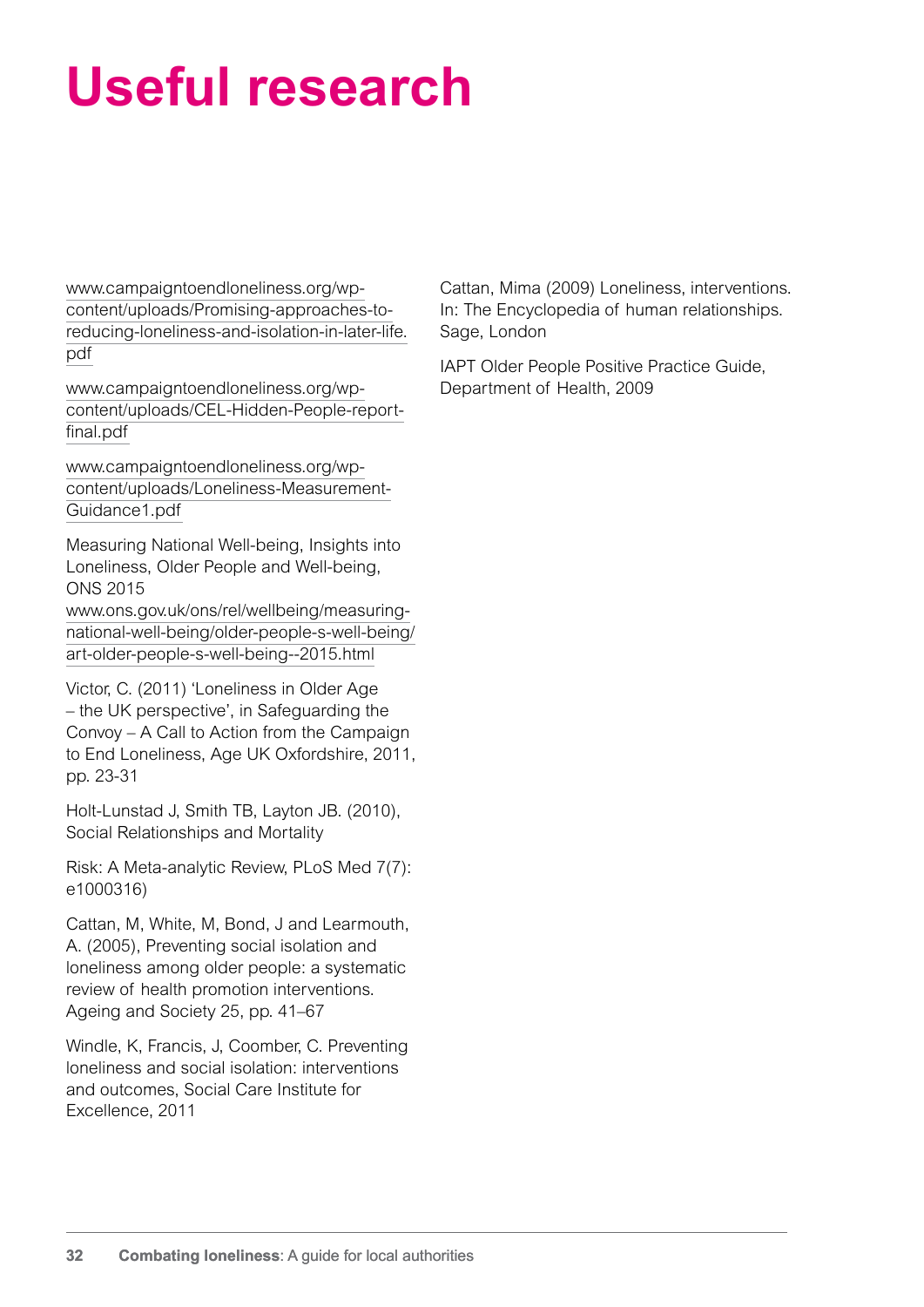# Useful research

www.campaigntoendloneliness.org/wp-content/uploads/Promising-approaches-to-reducing-loneliness-and-isolation-in-later-life.pdf

www.campaigntoendloneliness.org/wp-content/uploads/CEL-Hidden-People-report-final.pdf

www.campaigntoendloneliness.org/wp-content/uploads/Loneliness-Measurement-Guidance1.pdf

Measuring National Well-being, Insights into Loneliness, Older People and Well-being, ONS 2015
www.ons.gov.uk/ons/rel/wellbeing/measuring-national-well-being/older-people-s-well-being/art-older-people-s-well-being--2015.html

Victor, C. (2011) 'Loneliness in Older Age – the UK perspective', in Safeguarding the Convoy – A Call to Action from the Campaign to End Loneliness, Age UK Oxfordshire, 2011, pp. 23-31

Holt-Lunstad J, Smith TB, Layton JB. (2010), Social Relationships and Mortality

Risk: A Meta-analytic Review, PLoS Med 7(7): e1000316)

Cattan, M, White, M, Bond, J and Learmouth, A. (2005), Preventing social isolation and loneliness among older people: a systematic review of health promotion interventions. Ageing and Society 25, pp. 41–67

Windle, K, Francis, J, Coomber, C. Preventing loneliness and social isolation: interventions and outcomes, Social Care Institute for Excellence, 2011

Cattan, Mima (2009) Loneliness, interventions. In: The Encyclopedia of human relationships. Sage, London

IAPT Older People Positive Practice Guide, Department of Health, 2009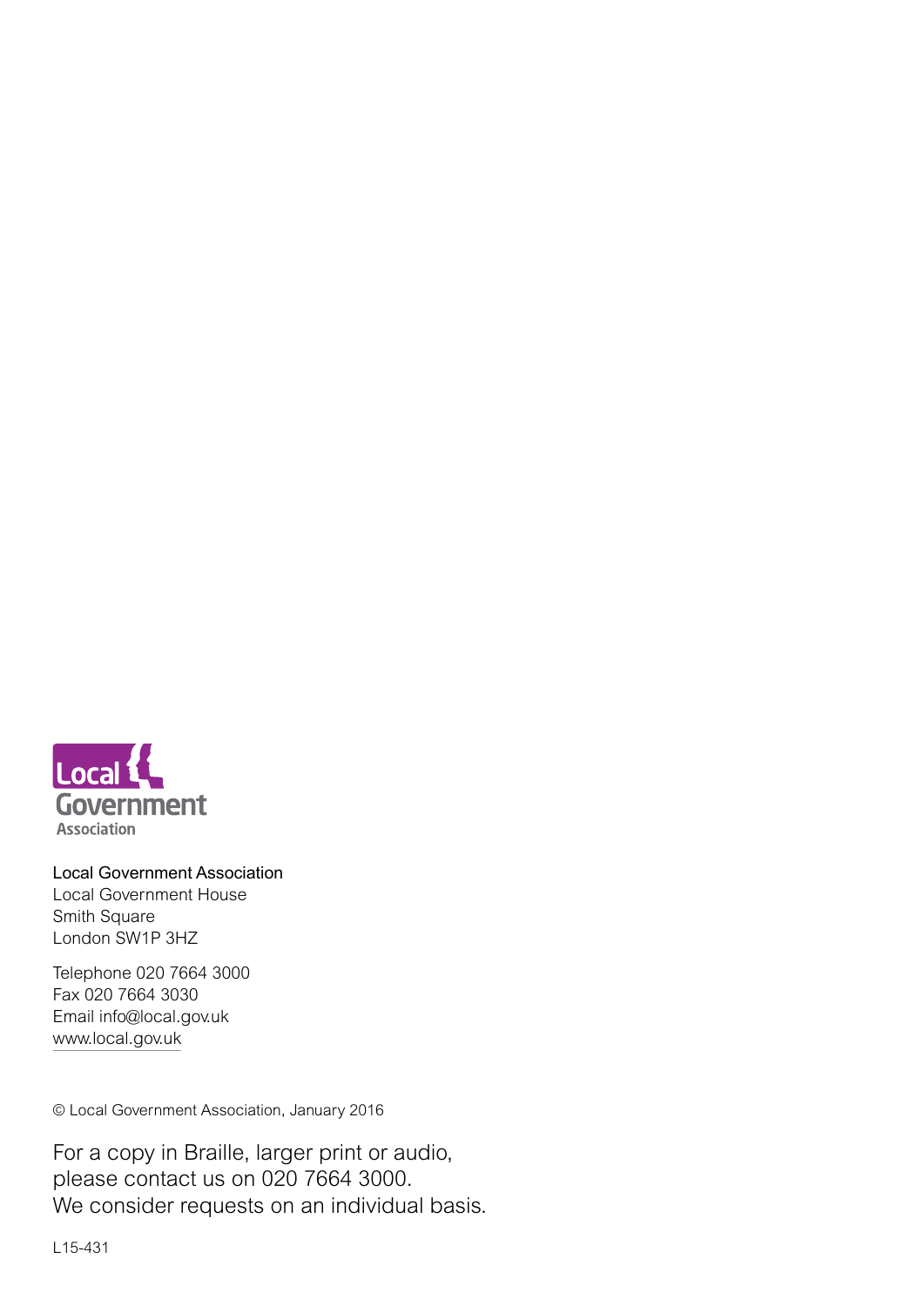Local Government Association

Local Government Association
Local Government House
Smith Square
London SW1P 3HZ

Telephone 020 7664 3000
Fax 020 7664 3030
Email info@local.gov.uk
www.local.gov.uk

© Local Government Association, January 2016

For a copy in Braille, larger print or audio, please contact us on 020 7664 3000. We consider requests on an individual basis.

L15-431